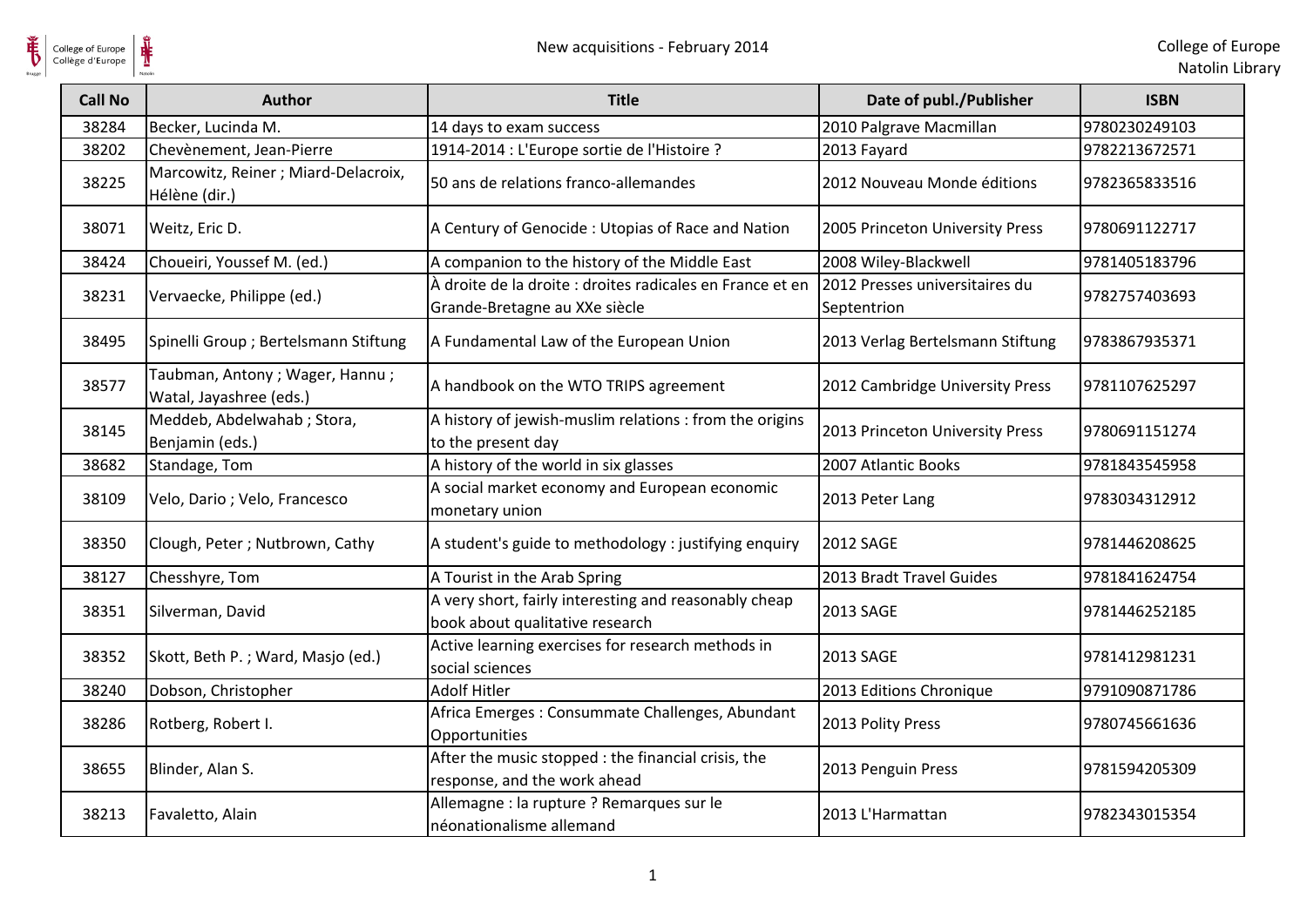| Call No | Author | Title | Date of publ./Publisher | ISBN |
|---|---|---|---|---|
| 38284 | Becker, Lucinda M. | 14 days to exam success | 2010 Palgrave Macmillan | 9780230249103 |
| 38202 | Chevènement, Jean-Pierre | 1914-2014 : L'Europe sortie de l'Histoire ? | 2013 Fayard | 9782213672571 |
| 38225 | Marcowitz, Reiner ; Miard-Delacroix, Hélène (dir.) | 50 ans de relations franco-allemandes | 2012 Nouveau Monde éditions | 9782365833516 |
| 38071 | Weitz, Eric D. | A Century of Genocide : Utopias of Race and Nation | 2005 Princeton University Press | 9780691122717 |
| 38424 | Choueiri, Youssef M. (ed.) | A companion to the history of the Middle East | 2008 Wiley-Blackwell | 9781405183796 |
| 38231 | Vervaecke, Philippe (ed.) | À droite de la droite : droites radicales en France et en Grande-Bretagne au XXe siècle | 2012 Presses universitaires du Septentrion | 9782757403693 |
| 38495 | Spinelli Group ; Bertelsmann Stiftung | A Fundamental Law of the European Union | 2013 Verlag Bertelsmann Stiftung | 9783867935371 |
| 38577 | Taubman, Antony ; Wager, Hannu ; Watal, Jayashree (eds.) | A handbook on the WTO TRIPS agreement | 2012 Cambridge University Press | 9781107625297 |
| 38145 | Meddeb, Abdelwahab ; Stora, Benjamin (eds.) | A history of jewish-muslim relations : from the origins to the present day | 2013 Princeton University Press | 9780691151274 |
| 38682 | Standage, Tom | A history of the world in six glasses | 2007 Atlantic Books | 9781843545958 |
| 38109 | Velo, Dario ; Velo, Francesco | A social market economy and European economic monetary union | 2013 Peter Lang | 9783034312912 |
| 38350 | Clough, Peter ; Nutbrown, Cathy | A student's guide to methodology : justifying enquiry | 2012 SAGE | 9781446208625 |
| 38127 | Chesshyre, Tom | A Tourist in the Arab Spring | 2013 Bradt Travel Guides | 9781841624754 |
| 38351 | Silverman, David | A very short, fairly interesting and reasonably cheap book about qualitative research | 2013 SAGE | 9781446252185 |
| 38352 | Skott, Beth P. ; Ward, Masjo (ed.) | Active learning exercises for research methods in social sciences | 2013 SAGE | 9781412981231 |
| 38240 | Dobson, Christopher | Adolf Hitler | 2013 Editions Chronique | 9791090871786 |
| 38286 | Rotberg, Robert I. | Africa Emerges : Consummate Challenges, Abundant Opportunities | 2013 Polity Press | 9780745661636 |
| 38655 | Blinder, Alan S. | After the music stopped : the financial crisis, the response, and the work ahead | 2013 Penguin Press | 9781594205309 |
| 38213 | Favaletto, Alain | Allemagne : la rupture ? Remarques sur le néonationalisme allemand | 2013 L'Harmattan | 9782343015354 |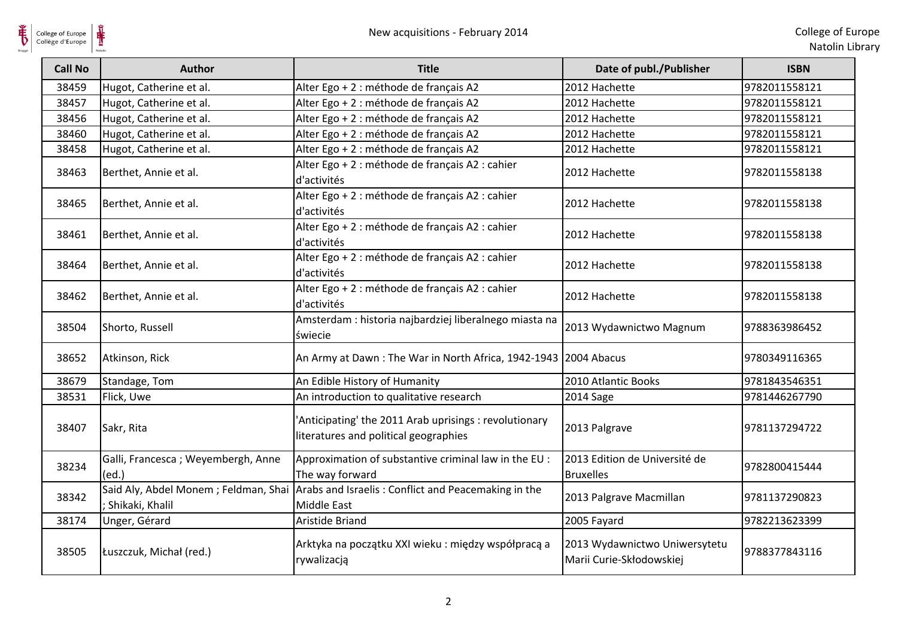| Call No | Author | Title | Date of publ./Publisher | ISBN |
|---|---|---|---|---|
| 38459 | Hugot, Catherine et al. | Alter Ego + 2 : méthode de français A2 | 2012 Hachette | 9782011558121 |
| 38457 | Hugot, Catherine et al. | Alter Ego + 2 : méthode de français A2 | 2012 Hachette | 9782011558121 |
| 38456 | Hugot, Catherine et al. | Alter Ego + 2 : méthode de français A2 | 2012 Hachette | 9782011558121 |
| 38460 | Hugot, Catherine et al. | Alter Ego + 2 : méthode de français A2 | 2012 Hachette | 9782011558121 |
| 38458 | Hugot, Catherine et al. | Alter Ego + 2 : méthode de français A2 | 2012 Hachette | 9782011558121 |
| 38463 | Berthet, Annie et al. | Alter Ego + 2 : méthode de français A2 : cahier d'activités | 2012 Hachette | 9782011558138 |
| 38465 | Berthet, Annie et al. | Alter Ego + 2 : méthode de français A2 : cahier d'activités | 2012 Hachette | 9782011558138 |
| 38461 | Berthet, Annie et al. | Alter Ego + 2 : méthode de français A2 : cahier d'activités | 2012 Hachette | 9782011558138 |
| 38464 | Berthet, Annie et al. | Alter Ego + 2 : méthode de français A2 : cahier d'activités | 2012 Hachette | 9782011558138 |
| 38462 | Berthet, Annie et al. | Alter Ego + 2 : méthode de français A2 : cahier d'activités | 2012 Hachette | 9782011558138 |
| 38504 | Shorto, Russell | Amsterdam : historia najbardziej liberalnego miasta na świecie | 2013 Wydawnictwo Magnum | 9788363986452 |
| 38652 | Atkinson, Rick | An Army at Dawn : The War in North Africa, 1942-1943 | 2004 Abacus | 9780349116365 |
| 38679 | Standage, Tom | An Edible History of Humanity | 2010 Atlantic Books | 9781843546351 |
| 38531 | Flick, Uwe | An introduction to qualitative research | 2014 Sage | 9781446267790 |
| 38407 | Sakr, Rita | 'Anticipating' the 2011 Arab uprisings : revolutionary literatures and political geographies | 2013 Palgrave | 9781137294722 |
| 38234 | Galli, Francesca ; Weyembergh, Anne (ed.) | Approximation of substantive criminal law in the EU : The way forward | 2013 Edition de Université de Bruxelles | 9782800415444 |
| 38342 | Said Aly, Abdel Monem ; Feldman, Shai ; Shikaki, Khalil | Arabs and Israelis : Conflict and Peacemaking in the Middle East | 2013 Palgrave Macmillan | 9781137290823 |
| 38174 | Unger, Gérard | Aristide Briand | 2005 Fayard | 9782213623399 |
| 38505 | Łuszczuk, Michał (red.) | Arktyka na początku XXI wieku : między współpracą a rywalizacją | 2013 Wydawnictwo Uniwersytetu Marii Curie-Skłodowskiej | 9788377843116 |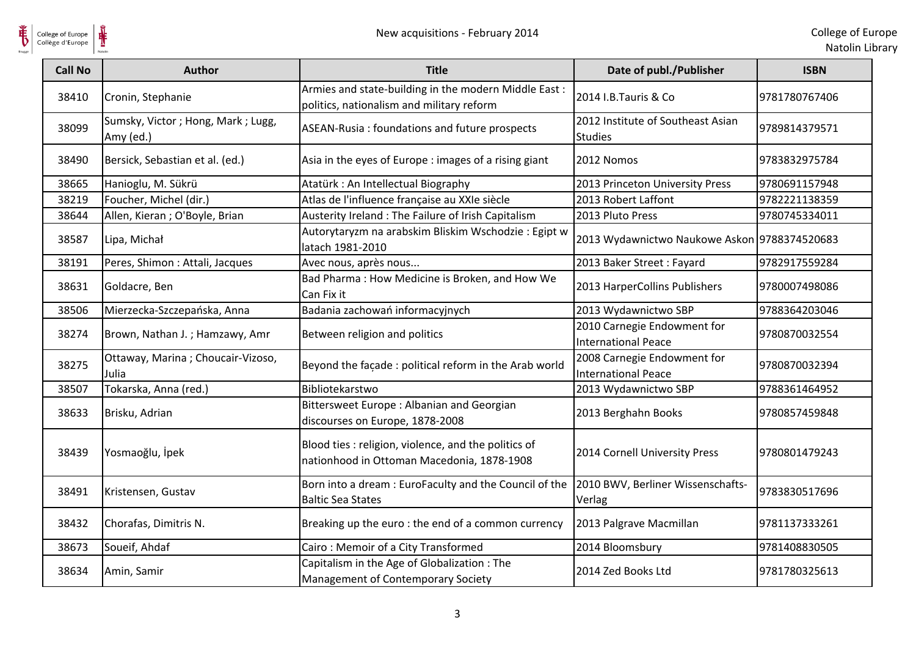| Call No | Author | Title | Date of publ./Publisher | ISBN |
| --- | --- | --- | --- | --- |
| 38410 | Cronin, Stephanie | Armies and state-building in the modern Middle East : politics, nationalism and military reform | 2014 I.B.Tauris & Co | 9781780767406 |
| 38099 | Sumsky, Victor ; Hong, Mark ; Lugg, Amy (ed.) | ASEAN-Rusia : foundations and future prospects | 2012 Institute of Southeast Asian Studies | 9789814379571 |
| 38490 | Bersick, Sebastian et al. (ed.) | Asia in the eyes of Europe : images of a rising giant | 2012 Nomos | 9783832975784 |
| 38665 | Hanioglu, M. Sükrü | Atatürk : An Intellectual Biography | 2013 Princeton University Press | 9780691157948 |
| 38219 | Foucher, Michel (dir.) | Atlas de l'influence française au XXIe siècle | 2013 Robert Laffont | 9782221138359 |
| 38644 | Allen, Kieran ; O'Boyle, Brian | Austerity Ireland : The Failure of Irish Capitalism | 2013 Pluto Press | 9780745334011 |
| 38587 | Lipa, Michał | Autorytaryzm na arabskim Bliskim Wschodzie : Egipt w latach 1981-2010 | 2013 Wydawnictwo Naukowe Askon | 9788374520683 |
| 38191 | Peres, Shimon : Attali, Jacques | Avec nous, après nous... | 2013 Baker Street : Fayard | 9782917559284 |
| 38631 | Goldacre, Ben | Bad Pharma : How Medicine is Broken, and How We Can Fix it | 2013 HarperCollins Publishers | 9780007498086 |
| 38506 | Mierzecka-Szczepańska, Anna | Badania zachowań informacyjnych | 2013 Wydawnictwo SBP | 9788364203046 |
| 38274 | Brown, Nathan J. ; Hamzawy, Amr | Between religion and politics | 2010 Carnegie Endowment for International Peace | 9780870032554 |
| 38275 | Ottaway, Marina ; Choucair-Vizoso, Julia | Beyond the façade : political reform in the Arab world | 2008 Carnegie Endowment for International Peace | 9780870032394 |
| 38507 | Tokarska, Anna (red.) | Bibliotekarstwo | 2013 Wydawnictwo SBP | 9788361464952 |
| 38633 | Brisku, Adrian | Bittersweet Europe : Albanian and Georgian discourses on Europe, 1878-2008 | 2013 Berghahn Books | 9780857459848 |
| 38439 | Yosmaoğlu, İpek | Blood ties : religion, violence, and the politics of nationhood in Ottoman Macedonia, 1878-1908 | 2014 Cornell University Press | 9780801479243 |
| 38491 | Kristensen, Gustav | Born into a dream : EuroFaculty and the Council of the Baltic Sea States | 2010 BWV, Berliner Wissenschafts-Verlag | 9783830517696 |
| 38432 | Chorafas, Dimitris N. | Breaking up the euro : the end of a common currency | 2013 Palgrave Macmillan | 9781137333261 |
| 38673 | Soueif, Ahdaf | Cairo : Memoir of a City Transformed | 2014 Bloomsbury | 9781408830505 |
| 38634 | Amin, Samir | Capitalism in the Age of Globalization : The Management of Contemporary Society | 2014 Zed Books Ltd | 9781780325613 |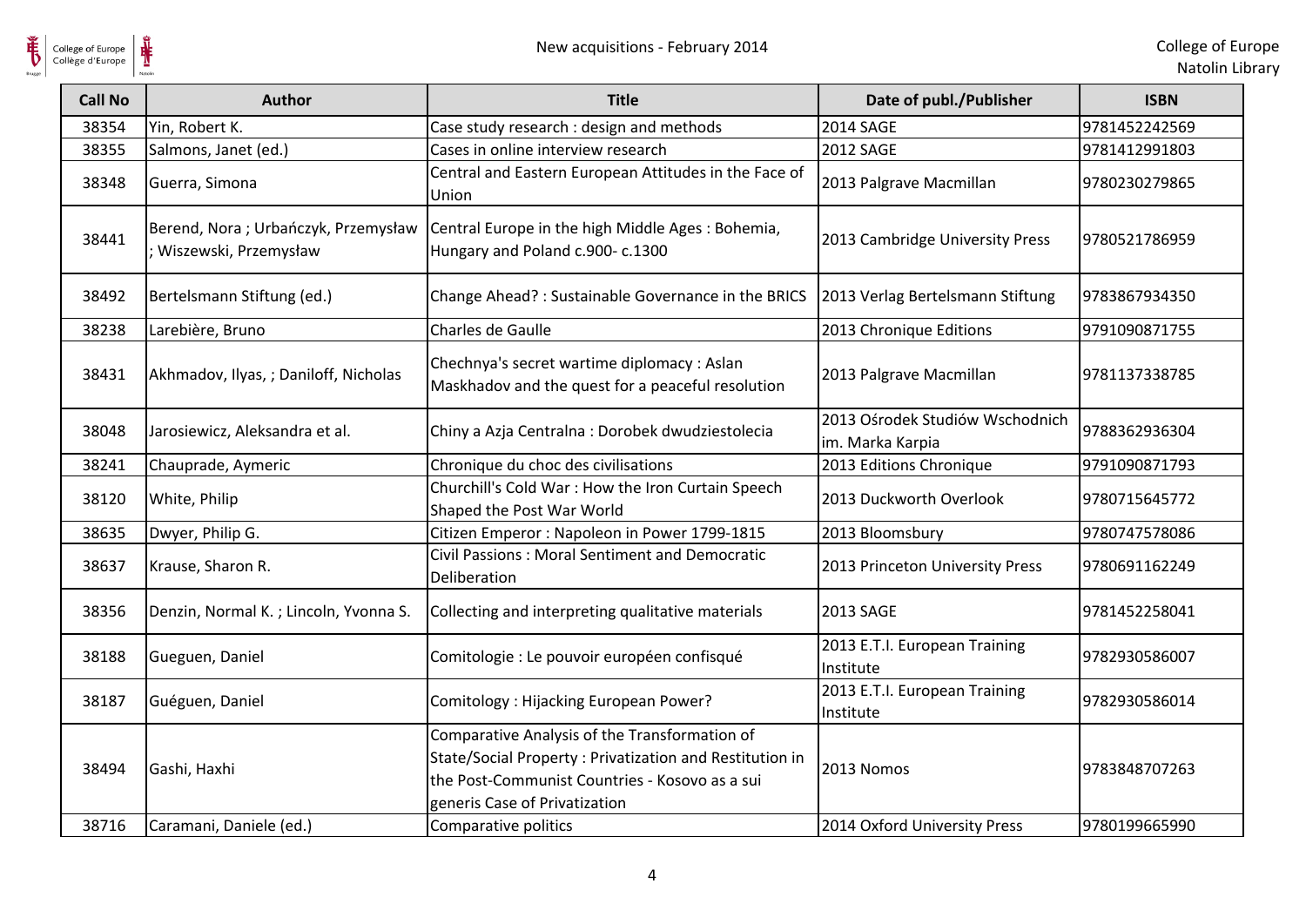| Call No | Author | Title | Date of publ./Publisher | ISBN |
|---|---|---|---|---|
| 38354 | Yin, Robert K. | Case study research : design and methods | 2014 SAGE | 9781452242569 |
| 38355 | Salmons, Janet (ed.) | Cases in online interview research | 2012 SAGE | 9781412991803 |
| 38348 | Guerra, Simona | Central and Eastern European Attitudes in the Face of Union | 2013 Palgrave Macmillan | 9780230279865 |
| 38441 | Berend, Nora ; Urbańczyk, Przemysław ; Wiszewski, Przemysław | Central Europe in the high Middle Ages : Bohemia, Hungary and Poland c.900- c.1300 | 2013 Cambridge University Press | 9780521786959 |
| 38492 | Bertelsmann Stiftung (ed.) | Change Ahead? : Sustainable Governance in the BRICS | 2013 Verlag Bertelsmann Stiftung | 9783867934350 |
| 38238 | Larebière, Bruno | Charles de Gaulle | 2013 Chronique Editions | 9791090871755 |
| 38431 | Akhmadov, Ilyas, ; Daniloff, Nicholas | Chechnya's secret wartime diplomacy : Aslan Maskhadov and the quest for a peaceful resolution | 2013 Palgrave Macmillan | 9781137338785 |
| 38048 | Jarosiewicz, Aleksandra et al. | Chiny a Azja Centralna : Dorobek dwudziestolecia | 2013 Ośrodek Studiów Wschodnich im. Marka Karpia | 9788362936304 |
| 38241 | Chauprade, Aymeric | Chronique du choc des civilisations | 2013 Editions Chronique | 9791090871793 |
| 38120 | White, Philip | Churchill's Cold War : How the Iron Curtain Speech Shaped the Post War World | 2013 Duckworth Overlook | 9780715645772 |
| 38635 | Dwyer, Philip G. | Citizen Emperor : Napoleon in Power 1799-1815 | 2013 Bloomsbury | 9780747578086 |
| 38637 | Krause, Sharon R. | Civil Passions : Moral Sentiment and Democratic Deliberation | 2013 Princeton University Press | 9780691162249 |
| 38356 | Denzin, Normal K. ; Lincoln, Yvonna S. | Collecting and interpreting qualitative materials | 2013 SAGE | 9781452258041 |
| 38188 | Gueguen, Daniel | Comitologie : Le pouvoir européen confisqué | 2013 E.T.I. European Training Institute | 9782930586007 |
| 38187 | Guéguen, Daniel | Comitology : Hijacking European Power? | 2013 E.T.I. European Training Institute | 9782930586014 |
| 38494 | Gashi, Haxhi | Comparative Analysis of the Transformation of State/Social Property : Privatization and Restitution in the Post-Communist Countries - Kosovo as a sui generis Case of Privatization | 2013 Nomos | 9783848707263 |
| 38716 | Caramani, Daniele (ed.) | Comparative politics | 2014 Oxford University Press | 9780199665990 |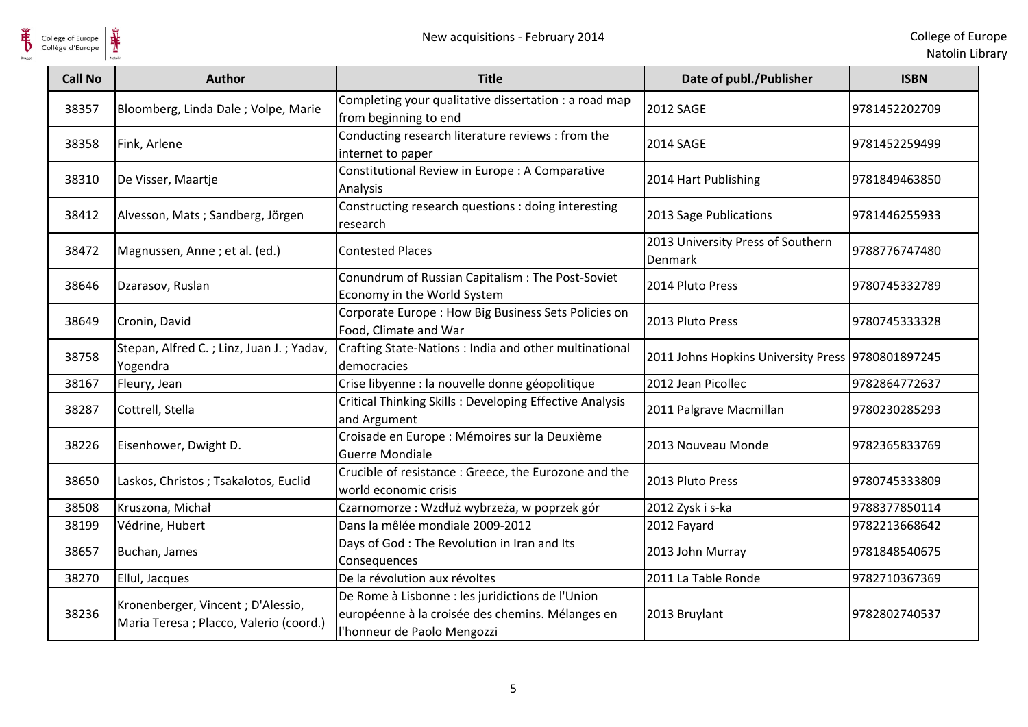| Call No | Author | Title | Date of publ./Publisher | ISBN |
|---|---|---|---|---|
| 38357 | Bloomberg, Linda Dale ; Volpe, Marie | Completing your qualitative dissertation : a road map from beginning to end | 2012 SAGE | 9781452202709 |
| 38358 | Fink, Arlene | Conducting research literature reviews : from the internet to paper | 2014 SAGE | 9781452259499 |
| 38310 | De Visser, Maartje | Constitutional Review in Europe : A Comparative Analysis | 2014 Hart Publishing | 9781849463850 |
| 38412 | Alvesson, Mats ; Sandberg, Jörgen | Constructing research questions : doing interesting research | 2013 Sage Publications | 9781446255933 |
| 38472 | Magnussen, Anne ; et al. (ed.) | Contested Places | 2013 University Press of Southern Denmark | 9788776747480 |
| 38646 | Dzarasov, Ruslan | Conundrum of Russian Capitalism : The Post-Soviet Economy in the World System | 2014 Pluto Press | 9780745332789 |
| 38649 | Cronin, David | Corporate Europe : How Big Business Sets Policies on Food, Climate and War | 2013 Pluto Press | 9780745333328 |
| 38758 | Stepan, Alfred C. ; Linz, Juan J. ; Yadav, Yogendra | Crafting State-Nations : India and other multinational democracies | 2011 Johns Hopkins University Press | 9780801897245 |
| 38167 | Fleury, Jean | Crise libyenne : la nouvelle donne géopolitique | 2012 Jean Picollec | 9782864772637 |
| 38287 | Cottrell, Stella | Critical Thinking Skills : Developing Effective Analysis and Argument | 2011 Palgrave Macmillan | 9780230285293 |
| 38226 | Eisenhower, Dwight D. | Croisade en Europe : Mémoires sur la Deuxième Guerre Mondiale | 2013 Nouveau Monde | 9782365833769 |
| 38650 | Laskos, Christos ; Tsakalotos, Euclid | Crucible of resistance : Greece, the Eurozone and the world economic crisis | 2013 Pluto Press | 9780745333809 |
| 38508 | Kruszona, Michał | Czarnomorze : Wzdłuż wybrzeża, w poprzek gór | 2012 Zysk i s-ka | 9788377850114 |
| 38199 | Védrine, Hubert | Dans la mêlée mondiale 2009-2012 | 2012 Fayard | 9782213668642 |
| 38657 | Buchan, James | Days of God : The Revolution in Iran and Its Consequences | 2013 John Murray | 9781848540675 |
| 38270 | Ellul, Jacques | De la révolution aux révoltes | 2011 La Table Ronde | 9782710367369 |
| 38236 | Kronenberger, Vincent ; D'Alessio, Maria Teresa ; Placco, Valerio (coord.) | De Rome à Lisbonne : les juridictions de l'Union européenne à la croisée des chemins. Mélanges en l'honneur de Paolo Mengozzi | 2013 Bruylant | 9782802740537 |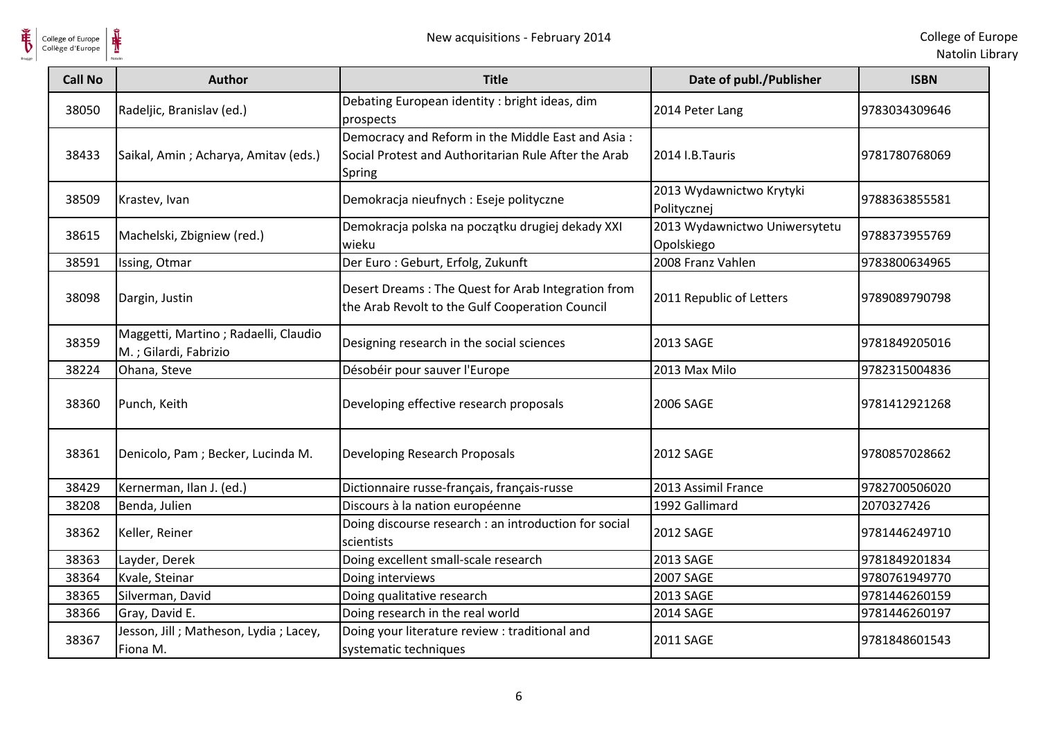| Call No | Author | Title | Date of publ./Publisher | ISBN |
|---|---|---|---|---|
| 38050 | Radeljic, Branislav (ed.) | Debating European identity : bright ideas, dim prospects | 2014 Peter Lang | 9783034309646 |
| 38433 | Saikal, Amin ; Acharya, Amitav (eds.) | Democracy and Reform in the Middle East and Asia : Social Protest and Authoritarian Rule After the Arab Spring | 2014 I.B.Tauris | 9781780768069 |
| 38509 | Krastev, Ivan | Demokracja nieufnych : Eseje polityczne | 2013 Wydawnictwo Krytyki Politycznej | 9788363855581 |
| 38615 | Machelski, Zbigniew (red.) | Demokracja polska na początku drugiej dekady XXI wieku | 2013 Wydawnictwo Uniwersytetu Opolskiego | 9788373955769 |
| 38591 | Issing, Otmar | Der Euro : Geburt, Erfolg, Zukunft | 2008 Franz Vahlen | 9783800634965 |
| 38098 | Dargin, Justin | Desert Dreams : The Quest for Arab Integration from the Arab Revolt to the Gulf Cooperation Council | 2011 Republic of Letters | 9789089790798 |
| 38359 | Maggetti, Martino ; Radaelli, Claudio M. ; Gilardi, Fabrizio | Designing research in the social sciences | 2013 SAGE | 9781849205016 |
| 38224 | Ohana, Steve | Désobéir pour sauver l'Europe | 2013 Max Milo | 9782315004836 |
| 38360 | Punch, Keith | Developing effective research proposals | 2006 SAGE | 9781412921268 |
| 38361 | Denicolo, Pam ; Becker, Lucinda M. | Developing Research Proposals | 2012 SAGE | 9780857028662 |
| 38429 | Kernerman, Ilan J. (ed.) | Dictionnaire russe-français, français-russe | 2013 Assimil France | 9782700506020 |
| 38208 | Benda, Julien | Discours à la nation européenne | 1992 Gallimard | 2070327426 |
| 38362 | Keller, Reiner | Doing discourse research : an introduction for social scientists | 2012 SAGE | 9781446249710 |
| 38363 | Layder, Derek | Doing excellent small-scale research | 2013 SAGE | 9781849201834 |
| 38364 | Kvale, Steinar | Doing interviews | 2007 SAGE | 9780761949770 |
| 38365 | Silverman, David | Doing qualitative research | 2013 SAGE | 9781446260159 |
| 38366 | Gray, David E. | Doing research in the real world | 2014 SAGE | 9781446260197 |
| 38367 | Jesson, Jill ; Matheson, Lydia ; Lacey, Fiona M. | Doing your literature review : traditional and systematic techniques | 2011 SAGE | 9781848601543 |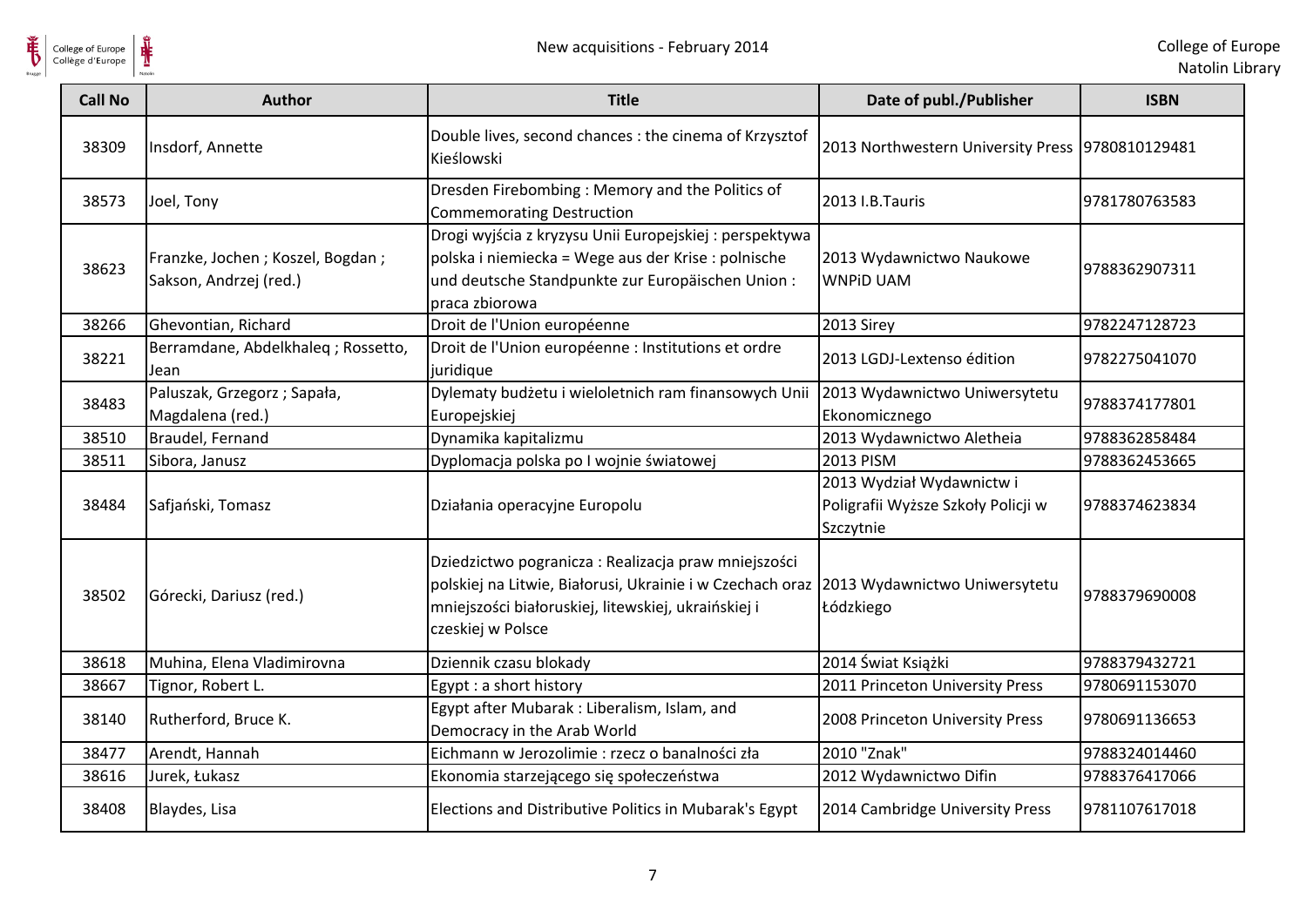| Call No | Author | Title | Date of publ./Publisher | ISBN |
| --- | --- | --- | --- | --- |
| 38309 | Insdorf, Annette | Double lives, second chances : the cinema of Krzysztof Kieślowski | 2013 Northwestern University Press | 9780810129481 |
| 38573 | Joel, Tony | Dresden Firebombing : Memory and the Politics of Commemorating Destruction | 2013 I.B.Tauris | 9781780763583 |
| 38623 | Franzke, Jochen ; Koszel, Bogdan ; Sakson, Andrzej (red.) | Drogi wyjścia z kryzysu Unii Europejskiej : perspektywa polska i niemiecka = Wege aus der Krise : polnische und deutsche Standpunkte zur Europäischen Union : praca zbiorowa | 2013 Wydawnictwo Naukowe WNPiD UAM | 9788362907311 |
| 38266 | Ghevontian, Richard | Droit de l'Union européenne | 2013 Sirey | 9782247128723 |
| 38221 | Berramdane, Abdelkhaleq ; Rossetto, Jean | Droit de l'Union européenne : Institutions et ordre juridique | 2013 LGDJ-Lextenso édition | 9782275041070 |
| 38483 | Paluszak, Grzegorz ; Sapała, Magdalena (red.) | Dylematy budżetu i wieloletnich ram finansowych Unii Europejskiej | 2013 Wydawnictwo Uniwersytetu Ekonomicznego | 9788374177801 |
| 38510 | Braudel, Fernand | Dynamika kapitalizmu | 2013 Wydawnictwo Aletheia | 9788362858484 |
| 38511 | Sibora, Janusz | Dyplomacja polska po I wojnie światowej | 2013 PISM | 9788362453665 |
| 38484 | Safjański, Tomasz | Działania operacyjne Europolu | 2013 Wydział Wydawnictw i Poligrafii Wyższe Szkoły Policji w Szczytnie | 9788374623834 |
| 38502 | Górecki, Dariusz (red.) | Dziedzictwo pogranicza : Realizacja praw mniejszości polskiej na Litwie, Białorusi, Ukrainie i w Czechach oraz mniejszości białoruskiej, litewskiej, ukraińskiej i czeskiej w Polsce | 2013 Wydawnictwo Uniwersytetu Łódzkiego | 9788379690008 |
| 38618 | Muhina, Elena Vladimirovna | Dziennik czasu blokady | 2014 Świat Książki | 9788379432721 |
| 38667 | Tignor, Robert L. | Egypt : a short history | 2011 Princeton University Press | 9780691153070 |
| 38140 | Rutherford, Bruce K. | Egypt after Mubarak : Liberalism, Islam, and Democracy in the Arab World | 2008 Princeton University Press | 9780691136653 |
| 38477 | Arendt, Hannah | Eichmann w Jerozolimie : rzecz o banalności zła | 2010 "Znak" | 9788324014460 |
| 38616 | Jurek, Łukasz | Ekonomia starzejącego się społeczeństwa | 2012 Wydawnictwo Difin | 9788376417066 |
| 38408 | Blaydes, Lisa | Elections and Distributive Politics in Mubarak's Egypt | 2014 Cambridge University Press | 9781107617018 |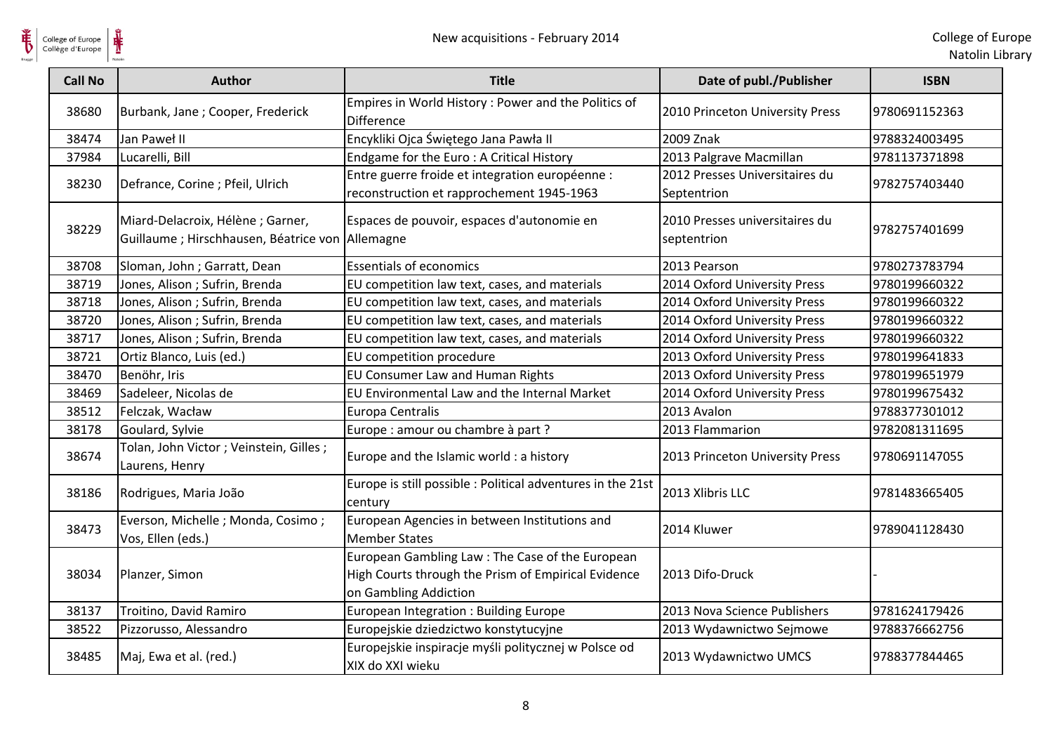| Call No | Author | Title | Date of publ./Publisher | ISBN |
|---|---|---|---|---|
| 38680 | Burbank, Jane ; Cooper, Frederick | Empires in World History : Power and the Politics of Difference | 2010 Princeton University Press | 9780691152363 |
| 38474 | Jan Paweł II | Encykliki Ojca Świętego Jana Pawła II | 2009 Znak | 9788324003495 |
| 37984 | Lucarelli, Bill | Endgame for the Euro : A Critical History | 2013 Palgrave Macmillan | 9781137371898 |
| 38230 | Defrance, Corine ; Pfeil, Ulrich | Entre guerre froide et integration européenne : reconstruction et rapprochement 1945-1963 | 2012 Presses Universitaires du Septentrion | 9782757403440 |
| 38229 | Miard-Delacroix, Hélène ; Garner, Guillaume ; Hirschhausen, Béatrice von | Espaces de pouvoir, espaces d'autonomie en Allemagne | 2010 Presses universitaires du septentrion | 9782757401699 |
| 38708 | Sloman, John ; Garratt, Dean | Essentials of economics | 2013 Pearson | 9780273783794 |
| 38719 | Jones, Alison ; Sufrin, Brenda | EU competition law text, cases, and materials | 2014 Oxford University Press | 9780199660322 |
| 38718 | Jones, Alison ; Sufrin, Brenda | EU competition law text, cases, and materials | 2014 Oxford University Press | 9780199660322 |
| 38720 | Jones, Alison ; Sufrin, Brenda | EU competition law text, cases, and materials | 2014 Oxford University Press | 9780199660322 |
| 38717 | Jones, Alison ; Sufrin, Brenda | EU competition law text, cases, and materials | 2014 Oxford University Press | 9780199660322 |
| 38721 | Ortiz Blanco, Luis (ed.) | EU competition procedure | 2013 Oxford University Press | 9780199641833 |
| 38470 | Benöhr, Iris | EU Consumer Law and Human Rights | 2013 Oxford University Press | 9780199651979 |
| 38469 | Sadeleer, Nicolas de | EU Environmental Law and the Internal Market | 2014 Oxford University Press | 9780199675432 |
| 38512 | Felczak, Wacław | Europa Centralis | 2013 Avalon | 9788377301012 |
| 38178 | Goulard, Sylvie | Europe : amour ou chambre à part ? | 2013 Flammarion | 9782081311695 |
| 38674 | Tolan, John Victor ; Veinstein, Gilles ; Laurens, Henry | Europe and the Islamic world : a history | 2013 Princeton University Press | 9780691147055 |
| 38186 | Rodrigues, Maria João | Europe is still possible : Political adventures in the 21st century | 2013 Xlibris LLC | 9781483665405 |
| 38473 | Everson, Michelle ; Monda, Cosimo ; Vos, Ellen (eds.) | European Agencies in between Institutions and Member States | 2014 Kluwer | 9789041128430 |
| 38034 | Planzer, Simon | European Gambling Law : The Case of the European High Courts through the Prism of Empirical Evidence on Gambling Addiction | 2013 Difo-Druck | - |
| 38137 | Troitino, David Ramiro | European Integration : Building Europe | 2013 Nova Science Publishers | 9781624179426 |
| 38522 | Pizzorusso, Alessandro | Europejskie dziedzictwo konstytucyjne | 2013 Wydawnictwo Sejmowe | 9788376662756 |
| 38485 | Maj, Ewa et al. (red.) | Europejskie inspiracje myśli politycznej w Polsce od XIX do XXI wieku | 2013 Wydawnictwo UMCS | 9788377844465 |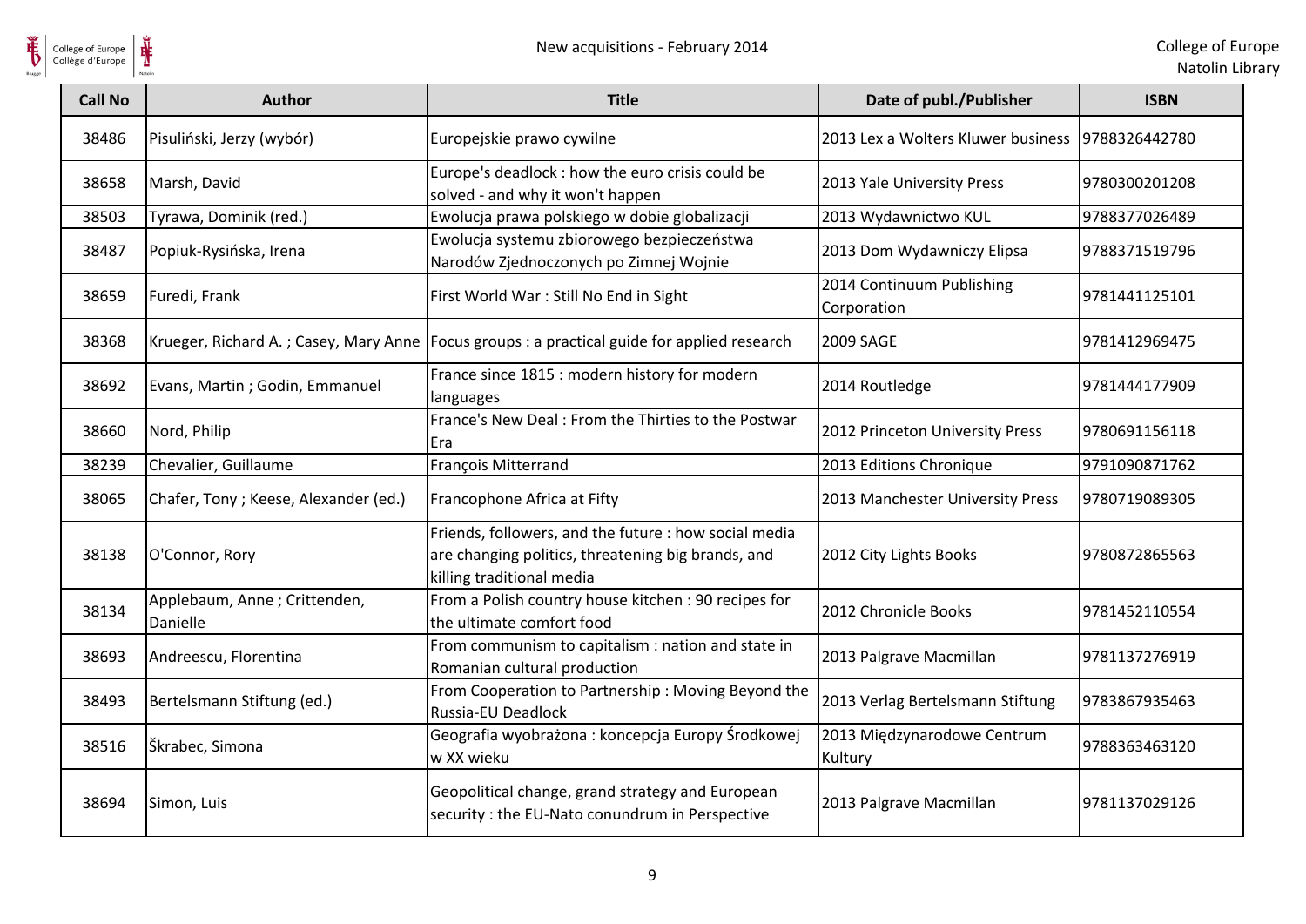| Call No | Author | Title | Date of publ./Publisher | ISBN |
| --- | --- | --- | --- | --- |
| 38486 | Pisuliński, Jerzy (wybór) | Europejskie prawo cywilne | 2013 Lex a Wolters Kluwer business | 9788326442780 |
| 38658 | Marsh, David | Europe's deadlock : how the euro crisis could be solved - and why it won't happen | 2013 Yale University Press | 9780300201208 |
| 38503 | Tyrawa, Dominik (red.) | Ewolucja prawa polskiego w dobie globalizacji | 2013 Wydawnictwo KUL | 9788377026489 |
| 38487 | Popiuk-Rysińska, Irena | Ewolucja systemu zbiorowego bezpieczeństwa Narodów Zjednoczonych po Zimnej Wojnie | 2013 Dom Wydawniczy Elipsa | 9788371519796 |
| 38659 | Furedi, Frank | First World War : Still No End in Sight | 2014 Continuum Publishing Corporation | 9781441125101 |
| 38368 | Krueger, Richard A. ; Casey, Mary Anne | Focus groups : a practical guide for applied research | 2009 SAGE | 9781412969475 |
| 38692 | Evans, Martin ; Godin, Emmanuel | France since 1815 : modern history for modern languages | 2014 Routledge | 9781444177909 |
| 38660 | Nord, Philip | France's New Deal : From the Thirties to the Postwar Era | 2012 Princeton University Press | 9780691156118 |
| 38239 | Chevalier, Guillaume | François Mitterrand | 2013 Editions Chronique | 9791090871762 |
| 38065 | Chafer, Tony ; Keese, Alexander (ed.) | Francophone Africa at Fifty | 2013 Manchester University Press | 9780719089305 |
| 38138 | O'Connor, Rory | Friends, followers, and the future : how social media are changing politics, threatening big brands, and killing traditional media | 2012 City Lights Books | 9780872865563 |
| 38134 | Applebaum, Anne ; Crittenden, Danielle | From a Polish country house kitchen : 90 recipes for the ultimate comfort food | 2012 Chronicle Books | 9781452110554 |
| 38693 | Andreescu, Florentina | From communism to capitalism : nation and state in Romanian cultural production | 2013 Palgrave Macmillan | 9781137276919 |
| 38493 | Bertelsmann Stiftung (ed.) | From Cooperation to Partnership : Moving Beyond the Russia-EU Deadlock | 2013 Verlag Bertelsmann Stiftung | 9783867935463 |
| 38516 | Škrabec, Simona | Geografia wyobrażona : koncepcja Europy Środkowej w XX wieku | 2013 Międzynarodowe Centrum Kultury | 9788363463120 |
| 38694 | Simon, Luis | Geopolitical change, grand strategy and European security : the EU-Nato conundrum in Perspective | 2013 Palgrave Macmillan | 9781137029126 |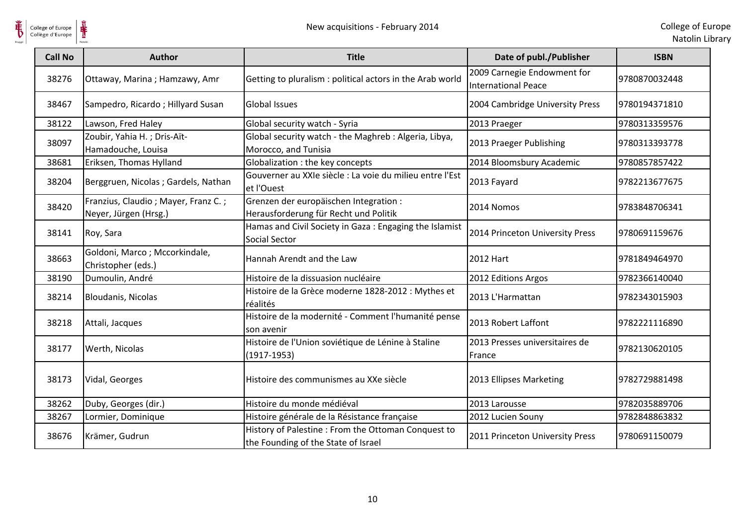| Call No | Author | Title | Date of publ./Publisher | ISBN |
| --- | --- | --- | --- | --- |
| 38276 | Ottaway, Marina ; Hamzawy, Amr | Getting to pluralism : political actors in the Arab world | 2009 Carnegie Endowment for International Peace | 9780870032448 |
| 38467 | Sampedro, Ricardo ; Hillyard Susan | Global Issues | 2004 Cambridge University Press | 9780194371810 |
| 38122 | Lawson, Fred Haley | Global security watch - Syria | 2013 Praeger | 9780313359576 |
| 38097 | Zoubir, Yahia H. ; Dris-Aït-Hamadouche, Louisa | Global security watch - the Maghreb : Algeria, Libya, Morocco, and Tunisia | 2013 Praeger Publishing | 9780313393778 |
| 38681 | Eriksen, Thomas Hylland | Globalization : the key concepts | 2014 Bloomsbury Academic | 9780857857422 |
| 38204 | Berggruen, Nicolas ; Gardels, Nathan | Gouverner au XXIe siècle : La voie du milieu entre l'Est et l'Ouest | 2013 Fayard | 9782213677675 |
| 38420 | Franzius, Claudio ; Mayer, Franz C. ; Neyer, Jürgen (Hrsg.) | Grenzen der europäischen Integration : Herausforderung für Recht und Politik | 2014 Nomos | 9783848706341 |
| 38141 | Roy, Sara | Hamas and Civil Society in Gaza : Engaging the Islamist Social Sector | 2014 Princeton University Press | 9780691159676 |
| 38663 | Goldoni, Marco ; Mccorkindale, Christopher (eds.) | Hannah Arendt and the Law | 2012 Hart | 9781849464970 |
| 38190 | Dumoulin, André | Histoire de la dissuasion nucléaire | 2012 Editions Argos | 9782366140040 |
| 38214 | Bloudanis, Nicolas | Histoire de la Grèce moderne 1828-2012 : Mythes et réalités | 2013 L'Harmattan | 9782343015903 |
| 38218 | Attali, Jacques | Histoire de la modernité - Comment l'humanité pense son avenir | 2013 Robert Laffont | 9782221116890 |
| 38177 | Werth, Nicolas | Histoire de l'Union soviétique de Lénine à Staline (1917-1953) | 2013 Presses universitaires de France | 9782130620105 |
| 38173 | Vidal, Georges | Histoire des communismes au XXe siècle | 2013 Ellipses Marketing | 9782729881498 |
| 38262 | Duby, Georges (dir.) | Histoire du monde médiéval | 2013 Larousse | 9782035889706 |
| 38267 | Lormier, Dominique | Histoire générale de la Résistance française | 2012 Lucien Souny | 9782848863832 |
| 38676 | Krämer, Gudrun | History of Palestine : From the Ottoman Conquest to the Founding of the State of Israel | 2011 Princeton University Press | 9780691150079 |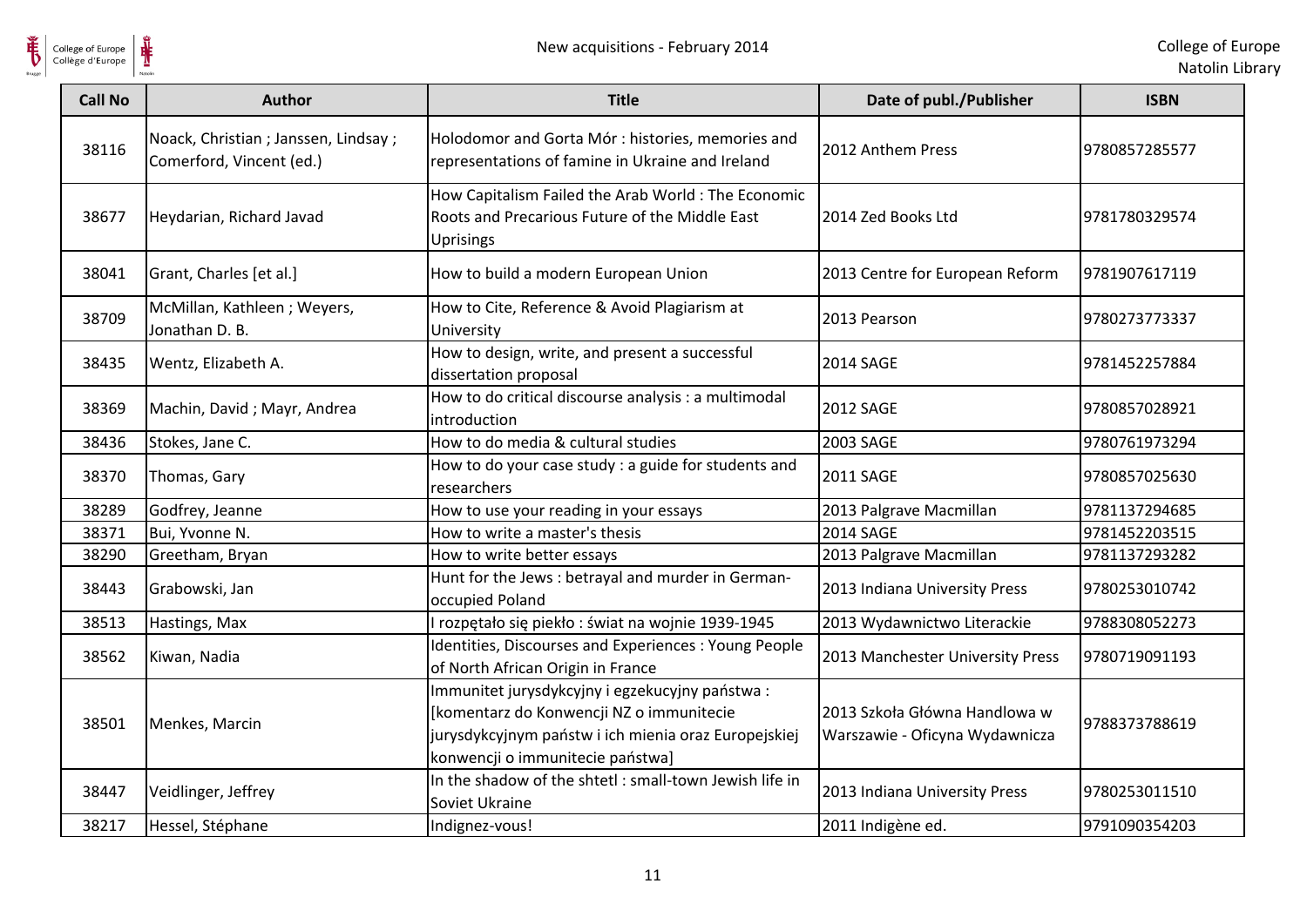| Call No | Author | Title | Date of publ./Publisher | ISBN |
|---|---|---|---|---|
| 38116 | Noack, Christian ; Janssen, Lindsay ; Comerford, Vincent (ed.) | Holodomor and Gorta Mór : histories, memories and representations of famine in Ukraine and Ireland | 2012 Anthem Press | 9780857285577 |
| 38677 | Heydarian, Richard Javad | How Capitalism Failed the Arab World : The Economic Roots and Precarious Future of the Middle East Uprisings | 2014 Zed Books Ltd | 9781780329574 |
| 38041 | Grant, Charles [et al.] | How to build a modern European Union | 2013 Centre for European Reform | 9781907617119 |
| 38709 | McMillan, Kathleen ; Weyers, Jonathan D. B. | How to Cite, Reference & Avoid Plagiarism at University | 2013 Pearson | 9780273773337 |
| 38435 | Wentz, Elizabeth A. | How to design, write, and present a successful dissertation proposal | 2014 SAGE | 9781452257884 |
| 38369 | Machin, David ; Mayr, Andrea | How to do critical discourse analysis : a multimodal introduction | 2012 SAGE | 9780857028921 |
| 38436 | Stokes, Jane C. | How to do media & cultural studies | 2003 SAGE | 9780761973294 |
| 38370 | Thomas, Gary | How to do your case study : a guide for students and researchers | 2011 SAGE | 9780857025630 |
| 38289 | Godfrey, Jeanne | How to use your reading in your essays | 2013 Palgrave Macmillan | 9781137294685 |
| 38371 | Bui, Yvonne N. | How to write a master's thesis | 2014 SAGE | 9781452203515 |
| 38290 | Greetham, Bryan | How to write better essays | 2013 Palgrave Macmillan | 9781137293282 |
| 38443 | Grabowski, Jan | Hunt for the Jews : betrayal and murder in German-occupied Poland | 2013 Indiana University Press | 9780253010742 |
| 38513 | Hastings, Max | I rozpętało się piekło : świat na wojnie 1939-1945 | 2013 Wydawnictwo Literackie | 9788308052273 |
| 38562 | Kiwan, Nadia | Identities, Discourses and Experiences : Young People of North African Origin in France | 2013 Manchester University Press | 9780719091193 |
| 38501 | Menkes, Marcin | Immunitet jurysdykcyjny i egzekucyjny państwa : [komentarz do Konwencji NZ o immunitecie jurysdykcyjnym państw i ich mienia oraz Europejskiej konwencji o immunitecie państwa] | 2013 Szkoła Główna Handlowa w Warszawie - Oficyna Wydawnicza | 9788373788619 |
| 38447 | Veidlinger, Jeffrey | In the shadow of the shtetl : small-town Jewish life in Soviet Ukraine | 2013 Indiana University Press | 9780253011510 |
| 38217 | Hessel, Stéphane | Indignez-vous! | 2011 Indigène ed. | 9791090354203 |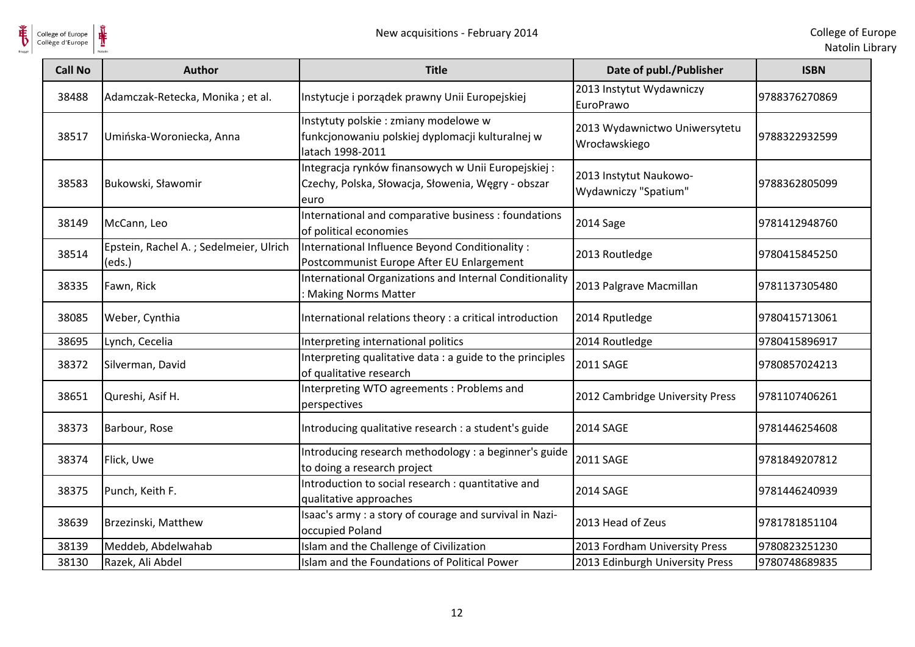| Call No | Author | Title | Date of publ./Publisher | ISBN |
| --- | --- | --- | --- | --- |
| 38488 | Adamczak-Retecka, Monika ; et al. | Instytucje i porządek prawny Unii Europejskiej | 2013 Instytut Wydawniczy EuroPrawo | 9788376270869 |
| 38517 | Umińska-Woroniecka, Anna | Instytuty polskie : zmiany modelowe w funkcjonowaniu polskiej dyplomacji kulturalnej w latach 1998-2011 | 2013 Wydawnictwo Uniwersytetu Wrocławskiego | 9788322932599 |
| 38583 | Bukowski, Sławomir | Integracja rynków finansowych w Unii Europejskiej : Czechy, Polska, Słowacja, Słowenia, Węgry - obszar euro | 2013 Instytut Naukowo-Wydawniczy "Spatium" | 9788362805099 |
| 38149 | McCann, Leo | International and comparative business : foundations of political economies | 2014 Sage | 9781412948760 |
| 38514 | Epstein, Rachel A. ; Sedelmeier, Ulrich (eds.) | International Influence Beyond Conditionality : Postcommunist Europe After EU Enlargement | 2013 Routledge | 9780415845250 |
| 38335 | Fawn, Rick | International Organizations and Internal Conditionality : Making Norms Matter | 2013 Palgrave Macmillan | 9781137305480 |
| 38085 | Weber, Cynthia | International relations theory : a critical introduction | 2014 Rputledge | 9780415713061 |
| 38695 | Lynch, Cecelia | Interpreting international politics | 2014 Routledge | 9780415896917 |
| 38372 | Silverman, David | Interpreting qualitative data : a guide to the principles of qualitative research | 2011 SAGE | 9780857024213 |
| 38651 | Qureshi, Asif H. | Interpreting WTO agreements : Problems and perspectives | 2012 Cambridge University Press | 9781107406261 |
| 38373 | Barbour, Rose | Introducing qualitative research : a student's guide | 2014 SAGE | 9781446254608 |
| 38374 | Flick, Uwe | Introducing research methodology : a beginner's guide to doing a research project | 2011 SAGE | 9781849207812 |
| 38375 | Punch, Keith F. | Introduction to social research : quantitative and qualitative approaches | 2014 SAGE | 9781446240939 |
| 38639 | Brzezinski, Matthew | Isaac's army : a story of courage and survival in Nazi-occupied Poland | 2013 Head of Zeus | 9781781851104 |
| 38139 | Meddeb, Abdelwahab | Islam and the Challenge of Civilization | 2013 Fordham University Press | 9780823251230 |
| 38130 | Razek, Ali Abdel | Islam and the Foundations of Political Power | 2013 Edinburgh University Press | 9780748689835 |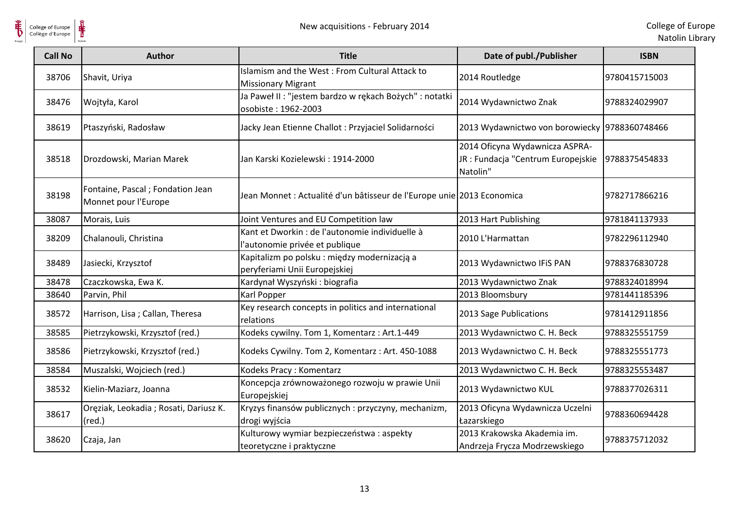| Call No | Author | Title | Date of publ./Publisher | ISBN |
|---|---|---|---|---|
| 38706 | Shavit, Uriya | Islamism and the West : From Cultural Attack to Missionary Migrant | 2014 Routledge | 9780415715003 |
| 38476 | Wojtyła, Karol | Ja Paweł II : "jestem bardzo w rękach Bożych" : notatki osobiste : 1962-2003 | 2014 Wydawnictwo Znak | 9788324029907 |
| 38619 | Ptaszyński, Radosław | Jacky Jean Etienne Challot : Przyjaciel Solidarności | 2013 Wydawnictwo von borowiecky | 9788360748466 |
| 38518 | Drozdowski, Marian Marek | Jan Karski Kozielewski : 1914-2000 | 2014 Oficyna Wydawnicza ASPRA-JR : Fundacja "Centrum Europejskie Natolin" | 9788375454833 |
| 38198 | Fontaine, Pascal ; Fondation Jean Monnet pour l'Europe | Jean Monnet : Actualité d'un bâtisseur de l'Europe unie | 2013 Economica | 9782717866216 |
| 38087 | Morais, Luis | Joint Ventures and EU Competition law | 2013 Hart Publishing | 9781841137933 |
| 38209 | Chalanouli, Christina | Kant et Dworkin : de l'autonomie individuelle à l'autonomie privée et publique | 2010 L'Harmattan | 9782296112940 |
| 38489 | Jasiecki, Krzysztof | Kapitalizm po polsku : między modernizacją a peryferiami Unii Europejskiej | 2013 Wydawnictwo IFiS PAN | 9788376830728 |
| 38478 | Czaczkowska, Ewa K. | Kardynał Wyszyński : biografia | 2013 Wydawnictwo Znak | 9788324018994 |
| 38640 | Parvin, Phil | Karl Popper | 2013 Bloomsbury | 9781441185396 |
| 38572 | Harrison, Lisa ; Callan, Theresa | Key research concepts in politics and international relations | 2013 Sage Publications | 9781412911856 |
| 38585 | Pietrzykowski, Krzysztof (red.) | Kodeks cywilny. Tom 1, Komentarz : Art.1-449 | 2013 Wydawnictwo C. H. Beck | 9788325551759 |
| 38586 | Pietrzykowski, Krzysztof (red.) | Kodeks Cywilny. Tom 2, Komentarz : Art. 450-1088 | 2013 Wydawnictwo C. H. Beck | 9788325551773 |
| 38584 | Muszalski, Wojciech (red.) | Kodeks Pracy : Komentarz | 2013 Wydawnictwo C. H. Beck | 9788325553487 |
| 38532 | Kielin-Maziarz, Joanna | Koncepcja zrównoważonego rozwoju w prawie Unii Europejskiej | 2013 Wydawnictwo KUL | 9788377026311 |
| 38617 | Oręziak, Leokadia ; Rosati, Dariusz K. (red.) | Kryzys finansów publicznych : przyczyny, mechanizm, drogi wyjścia | 2013 Oficyna Wydawnicza Uczelni Łazarskiego | 9788360694428 |
| 38620 | Czaja, Jan | Kulturowy wymiar bezpieczeństwa : aspekty teoretyczne i praktyczne | 2013 Krakowska Akademia im. Andrzeja Frycza Modrzewskiego | 9788375712032 |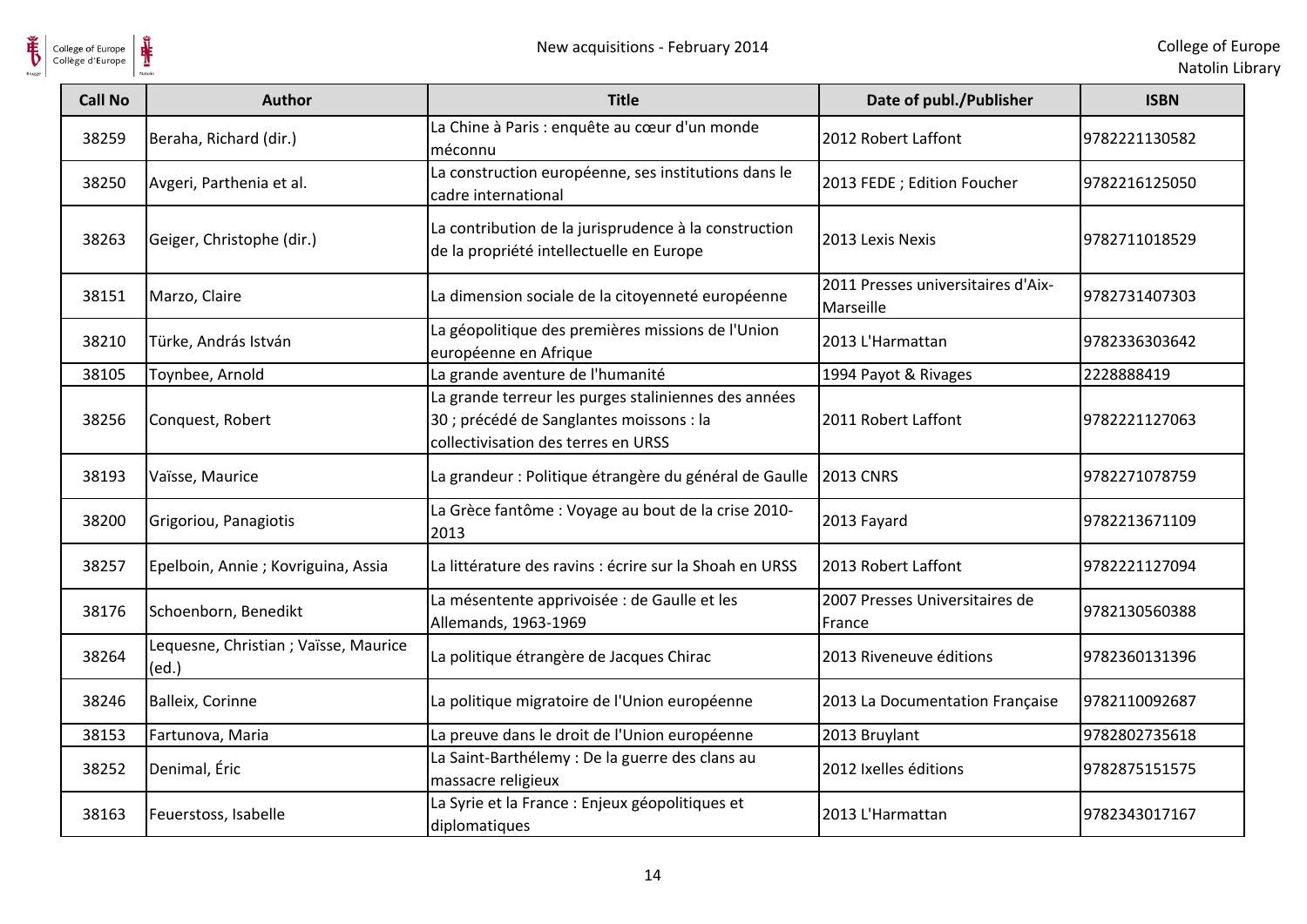| Call No | Author | Title | Date of publ./Publisher | ISBN |
| --- | --- | --- | --- | --- |
| 38259 | Beraha, Richard (dir.) | La Chine à Paris : enquête au cœur d'un monde méconnu | 2012 Robert Laffont | 9782221130582 |
| 38250 | Avgeri, Parthenia et al. | La construction européenne, ses institutions dans le cadre international | 2013 FEDE ; Edition Foucher | 9782216125050 |
| 38263 | Geiger, Christophe (dir.) | La contribution de la jurisprudence à la construction de la propriété intellectuelle en Europe | 2013 Lexis Nexis | 9782711018529 |
| 38151 | Marzo, Claire | La dimension sociale de la citoyenneté européenne | 2011 Presses universitaires d'Aix-Marseille | 9782731407303 |
| 38210 | Türke, András István | La géopolitique des premières missions de l'Union européenne en Afrique | 2013 L'Harmattan | 9782336303642 |
| 38105 | Toynbee, Arnold | La grande aventure de l'humanité | 1994 Payot & Rivages | 2228888419 |
| 38256 | Conquest, Robert | La grande terreur les purges staliniennes des années 30 ; précédé de Sanglantes moissons : la collectivisation des terres en URSS | 2011 Robert Laffont | 9782221127063 |
| 38193 | Vaïsse, Maurice | La grandeur : Politique étrangère du général de Gaulle | 2013 CNRS | 9782271078759 |
| 38200 | Grigoriou, Panagiotis | La Grèce fantôme : Voyage au bout de la crise 2010-2013 | 2013 Fayard | 9782213671109 |
| 38257 | Epelboin, Annie ; Kovriguina, Assia | La littérature des ravins : écrire sur la Shoah en URSS | 2013 Robert Laffont | 9782221127094 |
| 38176 | Schoenborn, Benedikt | La mésentente apprivoisée : de Gaulle et les Allemands, 1963-1969 | 2007 Presses Universitaires de France | 9782130560388 |
| 38264 | Lequesne, Christian ; Vaïsse, Maurice (ed.) | La politique étrangère de Jacques Chirac | 2013 Riveneuve éditions | 9782360131396 |
| 38246 | Balleix, Corinne | La politique migratoire de l'Union européenne | 2013 La Documentation Française | 9782110092687 |
| 38153 | Fartunova, Maria | La preuve dans le droit de l'Union européenne | 2013 Bruylant | 9782802735618 |
| 38252 | Denimal, Éric | La Saint-Barthélemy : De la guerre des clans au massacre religieux | 2012 Ixelles éditions | 9782875151575 |
| 38163 | Feuerstoss, Isabelle | La Syrie et la France : Enjeux géopolitiques et diplomatiques | 2013 L'Harmattan | 9782343017167 |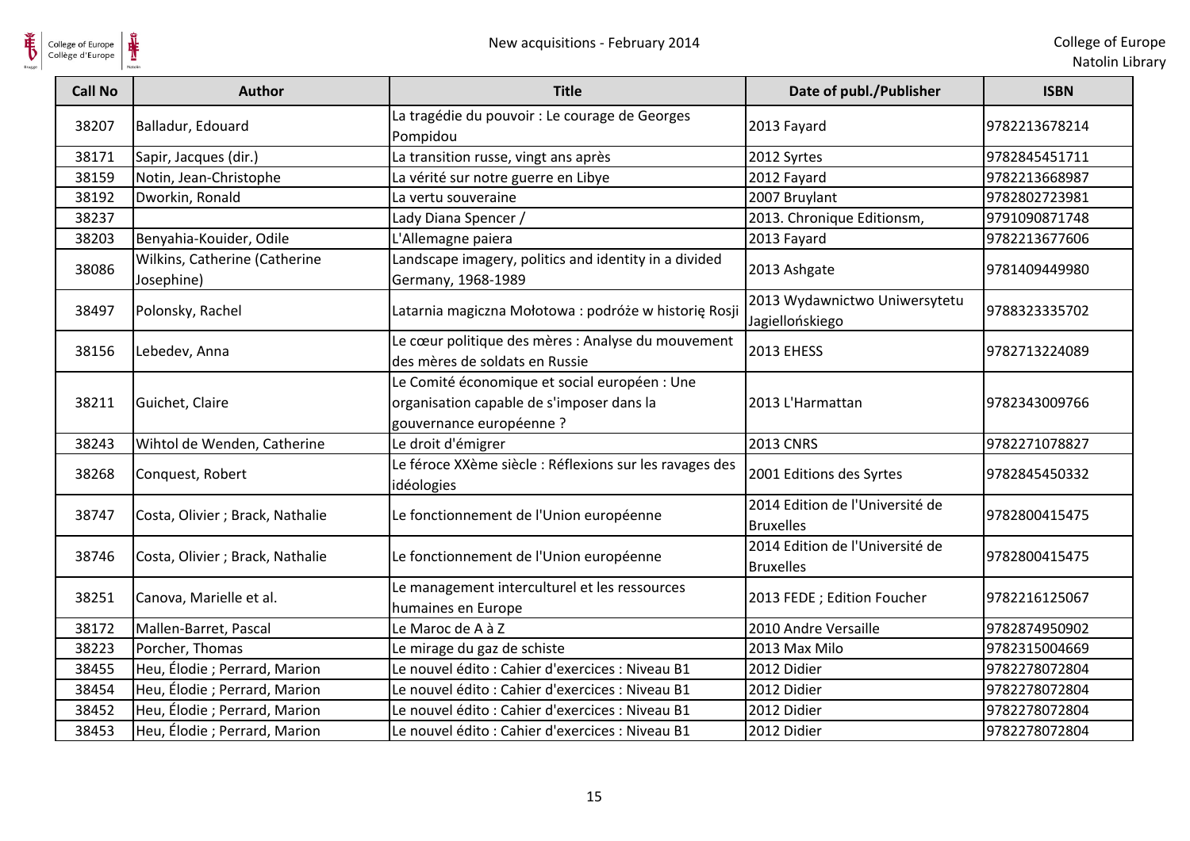| Call No | Author | Title | Date of publ./Publisher | ISBN |
|---|---|---|---|---|
| 38207 | Balladur, Edouard | La tragédie du pouvoir : Le courage de Georges Pompidou | 2013 Fayard | 9782213678214 |
| 38171 | Sapir, Jacques (dir.) | La transition russe, vingt ans après | 2012 Syrtes | 9782845451711 |
| 38159 | Notin, Jean-Christophe | La vérité sur notre guerre en Libye | 2012 Fayard | 9782213668987 |
| 38192 | Dworkin, Ronald | La vertu souveraine | 2007 Bruylant | 9782802723981 |
| 38237 | | Lady Diana Spencer / | 2013. Chronique Editionsm, | 9791090871748 |
| 38203 | Benyahia-Kouider, Odile | L'Allemagne paiera | 2013 Fayard | 9782213677606 |
| 38086 | Wilkins, Catherine (Catherine Josephine) | Landscape imagery, politics and identity in a divided Germany, 1968-1989 | 2013 Ashgate | 9781409449980 |
| 38497 | Polonsky, Rachel | Latarnia magiczna Mołotowa : podróże w historię Rosji | 2013 Wydawnictwo Uniwersytetu Jagiellońskiego | 9788323335702 |
| 38156 | Lebedev, Anna | Le cœur politique des mères : Analyse du mouvement des mères de soldats en Russie | 2013 EHESS | 9782713224089 |
| 38211 | Guichet, Claire | Le Comité économique et social européen : Une organisation capable de s'imposer dans la gouvernance européenne ? | 2013 L'Harmattan | 9782343009766 |
| 38243 | Wihtol de Wenden, Catherine | Le droit d'émigrer | 2013 CNRS | 9782271078827 |
| 38268 | Conquest, Robert | Le féroce XXème siècle : Réflexions sur les ravages des idéologies | 2001 Editions des Syrtes | 9782845450332 |
| 38747 | Costa, Olivier ; Brack, Nathalie | Le fonctionnement de l'Union européenne | 2014 Edition de l'Université de Bruxelles | 9782800415475 |
| 38746 | Costa, Olivier ; Brack, Nathalie | Le fonctionnement de l'Union européenne | 2014 Edition de l'Université de Bruxelles | 9782800415475 |
| 38251 | Canova, Marielle et al. | Le management interculturel et les ressources humaines en Europe | 2013 FEDE ; Edition Foucher | 9782216125067 |
| 38172 | Mallen-Barret, Pascal | Le Maroc de A à Z | 2010 Andre Versaille | 9782874950902 |
| 38223 | Porcher, Thomas | Le mirage du gaz de schiste | 2013 Max Milo | 9782315004669 |
| 38455 | Heu, Élodie ; Perrard, Marion | Le nouvel édito : Cahier d'exercices : Niveau B1 | 2012 Didier | 9782278072804 |
| 38454 | Heu, Élodie ; Perrard, Marion | Le nouvel édito : Cahier d'exercices : Niveau B1 | 2012 Didier | 9782278072804 |
| 38452 | Heu, Élodie ; Perrard, Marion | Le nouvel édito : Cahier d'exercices : Niveau B1 | 2012 Didier | 9782278072804 |
| 38453 | Heu, Élodie ; Perrard, Marion | Le nouvel édito : Cahier d'exercices : Niveau B1 | 2012 Didier | 9782278072804 |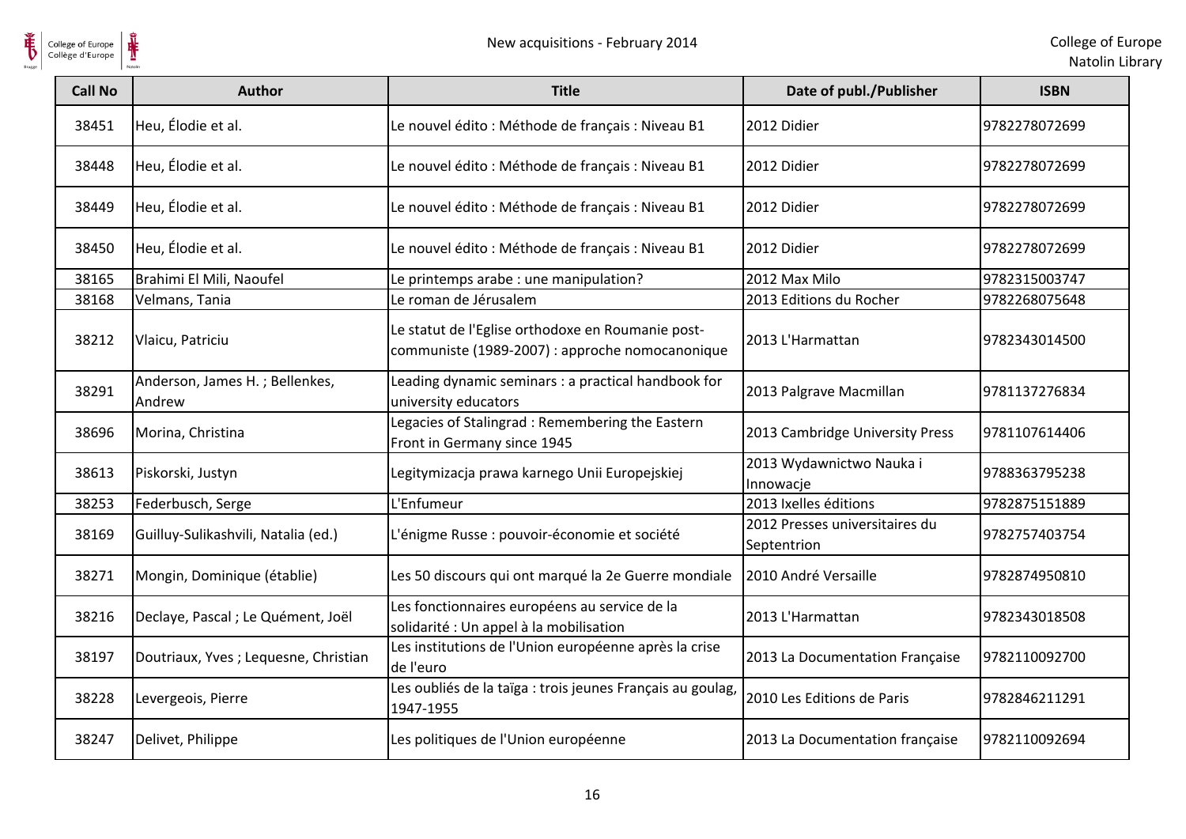| Call No | Author | Title | Date of publ./Publisher | ISBN |
|---|---|---|---|---|
| 38451 | Heu, Élodie et al. | Le nouvel édito : Méthode de français : Niveau B1 | 2012 Didier | 9782278072699 |
| 38448 | Heu, Élodie et al. | Le nouvel édito : Méthode de français : Niveau B1 | 2012 Didier | 9782278072699 |
| 38449 | Heu, Élodie et al. | Le nouvel édito : Méthode de français : Niveau B1 | 2012 Didier | 9782278072699 |
| 38450 | Heu, Élodie et al. | Le nouvel édito : Méthode de français : Niveau B1 | 2012 Didier | 9782278072699 |
| 38165 | Brahimi El Mili, Naoufel | Le printemps arabe : une manipulation? | 2012 Max Milo | 9782315003747 |
| 38168 | Velmans, Tania | Le roman de Jérusalem | 2013 Editions du Rocher | 9782268075648 |
| 38212 | Vlaicu, Patriciu | Le statut de l'Eglise orthodoxe en Roumanie post-communiste (1989-2007) : approche nomocanonique | 2013 L'Harmattan | 9782343014500 |
| 38291 | Anderson, James H. ; Bellenkes, Andrew | Leading dynamic seminars : a practical handbook for university educators | 2013 Palgrave Macmillan | 9781137276834 |
| 38696 | Morina, Christina | Legacies of Stalingrad : Remembering the Eastern Front in Germany since 1945 | 2013 Cambridge University Press | 9781107614406 |
| 38613 | Piskorski, Justyn | Legitymizacja prawa karnego Unii Europejskiej | 2013 Wydawnictwo Nauka i Innowacje | 9788363795238 |
| 38253 | Federbusch, Serge | L'Enfumeur | 2013 Ixelles éditions | 9782875151889 |
| 38169 | Guilluy-Sulikashvili, Natalia (ed.) | L'énigme Russe : pouvoir-économie et société | 2012 Presses universitaires du Septentrion | 9782757403754 |
| 38271 | Mongin, Dominique (établie) | Les 50 discours qui ont marqué la 2e Guerre mondiale | 2010 André Versaille | 9782874950810 |
| 38216 | Declaye, Pascal ; Le Quément, Joël | Les fonctionnaires européens au service de la solidarité : Un appel à la mobilisation | 2013 L'Harmattan | 9782343018508 |
| 38197 | Doutriaux, Yves ; Lequesne, Christian | Les institutions de l'Union européenne après la crise de l'euro | 2013 La Documentation Française | 9782110092700 |
| 38228 | Levergeois, Pierre | Les oubliés de la taïga : trois jeunes Français au goulag, 1947-1955 | 2010 Les Editions de Paris | 9782846211291 |
| 38247 | Delivet, Philippe | Les politiques de l'Union européenne | 2013 La Documentation française | 9782110092694 |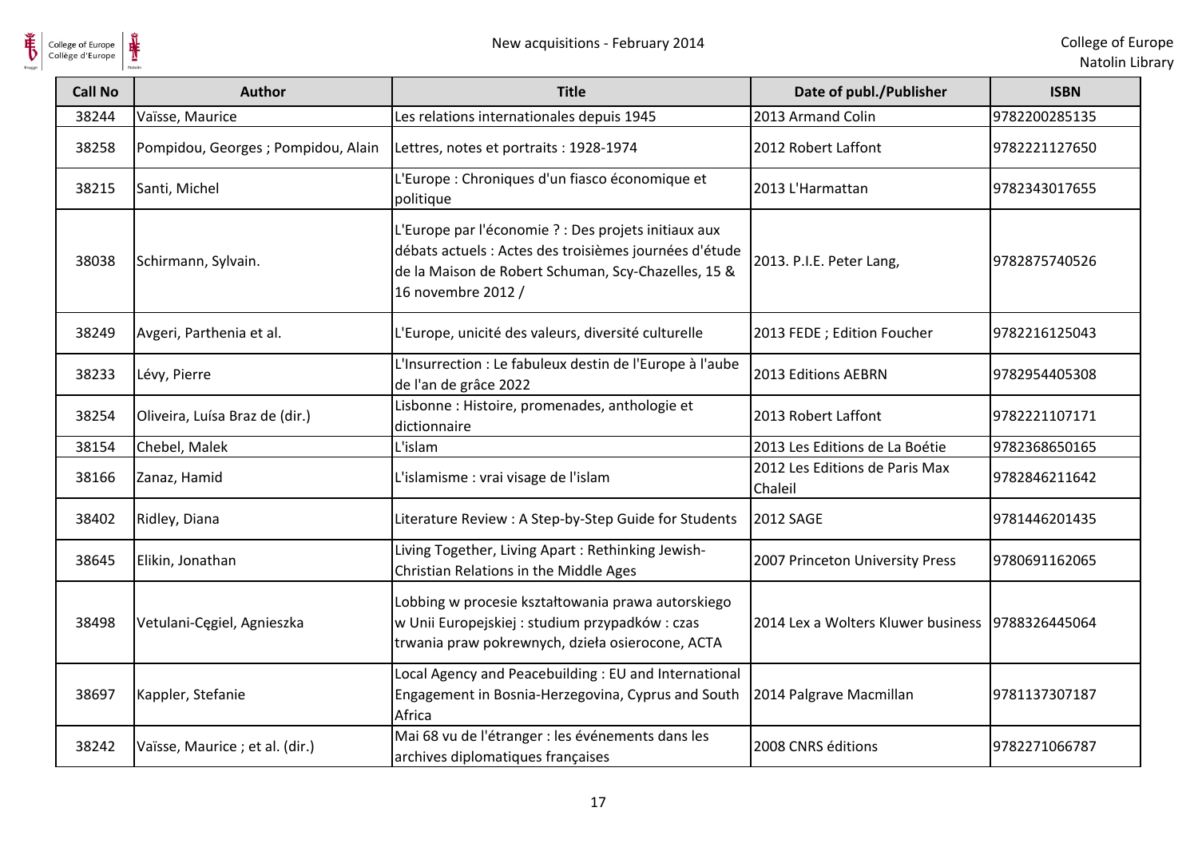| Call No | Author | Title | Date of publ./Publisher | ISBN |
| --- | --- | --- | --- | --- |
| 38244 | Vaïsse, Maurice | Les relations internationales depuis 1945 | 2013 Armand Colin | 9782200285135 |
| 38258 | Pompidou, Georges ; Pompidou, Alain | Lettres, notes et portraits : 1928-1974 | 2012 Robert Laffont | 9782221127650 |
| 38215 | Santi, Michel | L'Europe : Chroniques d'un fiasco économique et politique | 2013 L'Harmattan | 9782343017655 |
| 38038 | Schirmann, Sylvain. | L'Europe par l'économie ? : Des projets initiaux aux débats actuels : Actes des troisièmes journées d'étude de la Maison de Robert Schuman, Scy-Chazelles, 15 & 16 novembre 2012 / | 2013. P.I.E. Peter Lang, | 9782875740526 |
| 38249 | Avgeri, Parthenia et al. | L'Europe, unicité des valeurs, diversité culturelle | 2013 FEDE ; Edition Foucher | 9782216125043 |
| 38233 | Lévy, Pierre | L'Insurrection : Le fabuleux destin de l'Europe à l'aube de l'an de grâce 2022 | 2013 Editions AEBRN | 9782954405308 |
| 38254 | Oliveira, Luísa Braz de (dir.) | Lisbonne : Histoire, promenades, anthologie et dictionnaire | 2013 Robert Laffont | 9782221107171 |
| 38154 | Chebel, Malek | L'islam | 2013 Les Editions de La Boétie | 9782368650165 |
| 38166 | Zanaz, Hamid | L'islamisme : vrai visage de l'islam | 2012 Les Editions de Paris Max Chaleil | 9782846211642 |
| 38402 | Ridley, Diana | Literature Review : A Step-by-Step Guide for Students | 2012 SAGE | 9781446201435 |
| 38645 | Elikin, Jonathan | Living Together, Living Apart : Rethinking Jewish-Christian Relations in the Middle Ages | 2007 Princeton University Press | 9780691162065 |
| 38498 | Vetulani-Cęgiel, Agnieszka | Lobbing w procesie kształtowania prawa autorskiego w Unii Europejskiej : studium przypadków : czas trwania praw pokrewnych, dzieła osierocone, ACTA | 2014 Lex a Wolters Kluwer business | 9788326445064 |
| 38697 | Kappler, Stefanie | Local Agency and Peacebuilding : EU and International Engagement in Bosnia-Herzegovina, Cyprus and South Africa | 2014 Palgrave Macmillan | 9781137307187 |
| 38242 | Vaïsse, Maurice ; et al. (dir.) | Mai 68 vu de l'étranger : les événements dans les archives diplomatiques françaises | 2008 CNRS éditions | 9782271066787 |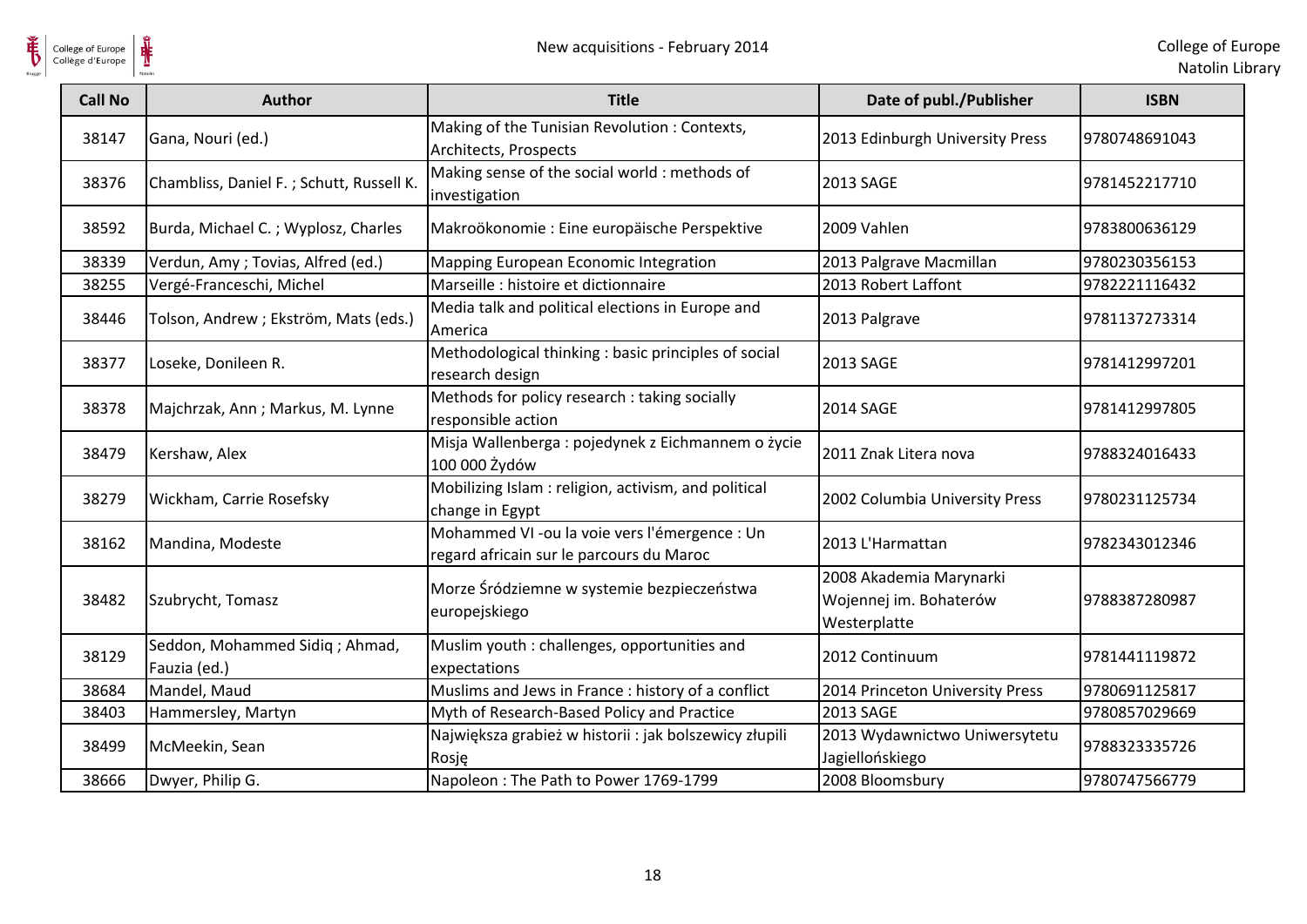| Call No | Author | Title | Date of publ./Publisher | ISBN |
|---|---|---|---|---|
| 38147 | Gana, Nouri (ed.) | Making of the Tunisian Revolution : Contexts, Architects, Prospects | 2013 Edinburgh University Press | 9780748691043 |
| 38376 | Chambliss, Daniel F. ; Schutt, Russell K. | Making sense of the social world : methods of investigation | 2013 SAGE | 9781452217710 |
| 38592 | Burda, Michael C. ; Wyplosz, Charles | Makroökonomie : Eine europäische Perspektive | 2009 Vahlen | 9783800636129 |
| 38339 | Verdun, Amy ; Tovias, Alfred (ed.) | Mapping European Economic Integration | 2013 Palgrave Macmillan | 9780230356153 |
| 38255 | Vergé-Franceschi, Michel | Marseille : histoire et dictionnaire | 2013 Robert Laffont | 9782221116432 |
| 38446 | Tolson, Andrew ; Ekström, Mats (eds.) | Media talk and political elections in Europe and America | 2013 Palgrave | 9781137273314 |
| 38377 | Loseke, Donileen R. | Methodological thinking : basic principles of social research design | 2013 SAGE | 9781412997201 |
| 38378 | Majchrzak, Ann ; Markus, M. Lynne | Methods for policy research : taking socially responsible action | 2014 SAGE | 9781412997805 |
| 38479 | Kershaw, Alex | Misja Wallenberga : pojedynek z Eichmannem o życie 100 000 Żydów | 2011 Znak Litera nova | 9788324016433 |
| 38279 | Wickham, Carrie Rosefsky | Mobilizing Islam : religion, activism, and political change in Egypt | 2002 Columbia University Press | 9780231125734 |
| 38162 | Mandina, Modeste | Mohammed VI -ou la voie vers l'émergence : Un regard africain sur le parcours du Maroc | 2013 L'Harmattan | 9782343012346 |
| 38482 | Szubrycht, Tomasz | Morze Śródziemne w systemie bezpieczeństwa europejskiego | 2008 Akademia Marynarki Wojennej im. Bohaterów Westerplatte | 9788387280987 |
| 38129 | Seddon, Mohammed Sidiq ; Ahmad, Fauzia (ed.) | Muslim youth : challenges, opportunities and expectations | 2012 Continuum | 9781441119872 |
| 38684 | Mandel, Maud | Muslims and Jews in France : history of a conflict | 2014 Princeton University Press | 9780691125817 |
| 38403 | Hammersley, Martyn | Myth of Research-Based Policy and Practice | 2013 SAGE | 9780857029669 |
| 38499 | McMeekin, Sean | Największa grabież w historii : jak bolszewicy złupili Rosję | 2013 Wydawnictwo Uniwersytetu Jagiellońskiego | 9788323335726 |
| 38666 | Dwyer, Philip G. | Napoleon : The Path to Power 1769-1799 | 2008 Bloomsbury | 9780747566779 |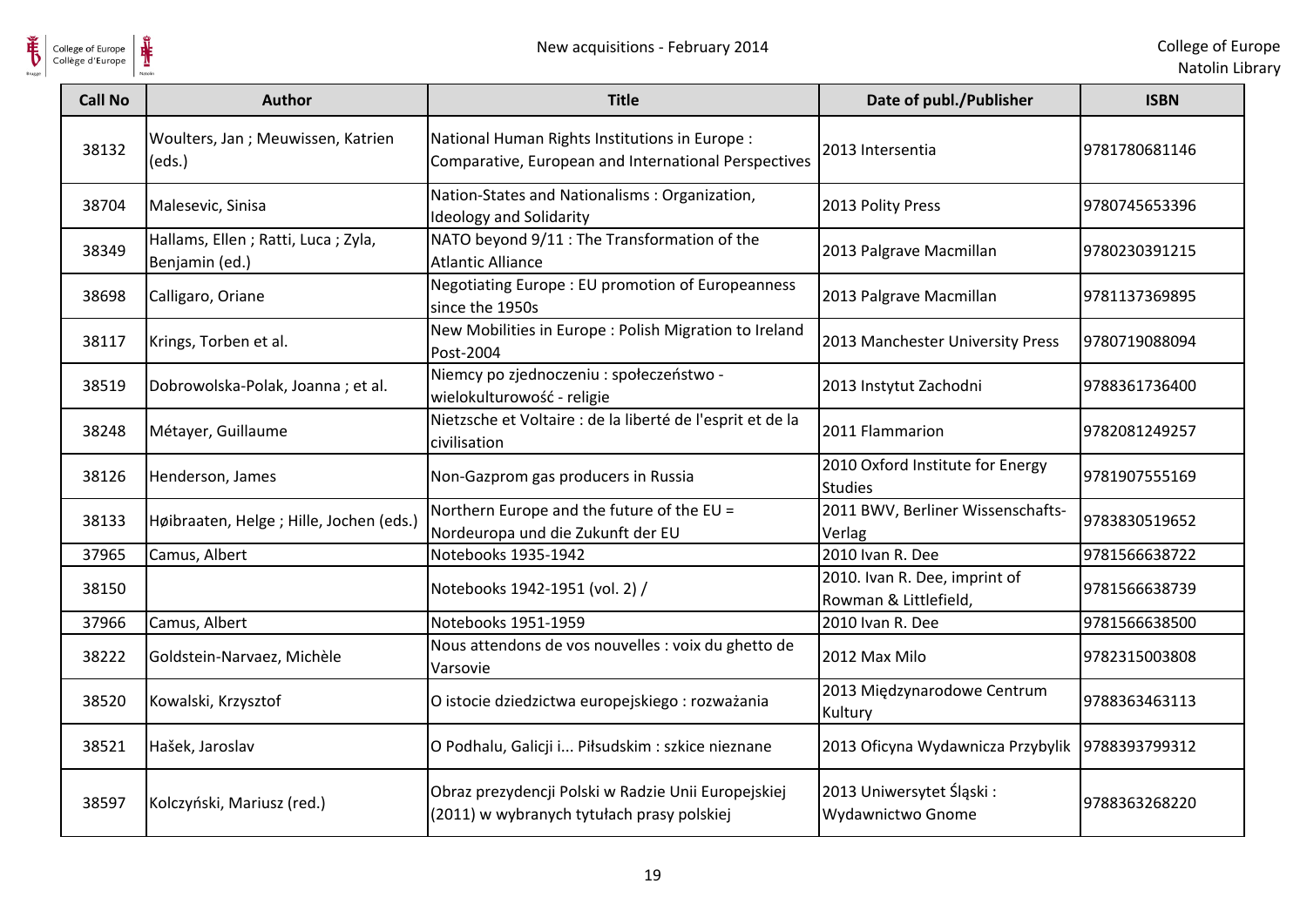| Call No | Author | Title | Date of publ./Publisher | ISBN |
|---|---|---|---|---|
| 38132 | Woulters, Jan ; Meuwissen, Katrien (eds.) | National Human Rights Institutions in Europe : Comparative, European and International Perspectives | 2013 Intersentia | 9781780681146 |
| 38704 | Malesevic, Sinisa | Nation-States and Nationalisms : Organization, Ideology and Solidarity | 2013 Polity Press | 9780745653396 |
| 38349 | Hallams, Ellen ; Ratti, Luca ; Zyla, Benjamin (ed.) | NATO beyond 9/11 : The Transformation of the Atlantic Alliance | 2013 Palgrave Macmillan | 9780230391215 |
| 38698 | Calligaro, Oriane | Negotiating Europe : EU promotion of Europeanness since the 1950s | 2013 Palgrave Macmillan | 9781137369895 |
| 38117 | Krings, Torben et al. | New Mobilities in Europe : Polish Migration to Ireland Post-2004 | 2013 Manchester University Press | 9780719088094 |
| 38519 | Dobrowolska-Polak, Joanna ; et al. | Niemcy po zjednoczeniu : społeczeństwo - wielokulturowość - religie | 2013 Instytut Zachodni | 9788361736400 |
| 38248 | Métayer, Guillaume | Nietzsche et Voltaire : de la liberté de l'esprit et de la civilisation | 2011 Flammarion | 9782081249257 |
| 38126 | Henderson, James | Non-Gazprom gas producers in Russia | 2010 Oxford Institute for Energy Studies | 9781907555169 |
| 38133 | Høibraaten, Helge ; Hille, Jochen (eds.) | Northern Europe and the future of the EU = Nordeuropa und die Zukunft der EU | 2011 BWV, Berliner Wissenschafts-Verlag | 9783830519652 |
| 37965 | Camus, Albert | Notebooks 1935-1942 | 2010 Ivan R. Dee | 9781566638722 |
| 38150 | | Notebooks 1942-1951 (vol. 2) / | 2010. Ivan R. Dee, imprint of Rowman & Littlefield, | 9781566638739 |
| 37966 | Camus, Albert | Notebooks 1951-1959 | 2010 Ivan R. Dee | 9781566638500 |
| 38222 | Goldstein-Narvaez, Michèle | Nous attendons de vos nouvelles : voix du ghetto de Varsovie | 2012 Max Milo | 9782315003808 |
| 38520 | Kowalski, Krzysztof | O istocie dziedzictwa europejskiego : rozważania | 2013 Międzynarodowe Centrum Kultury | 9788363463113 |
| 38521 | Hašek, Jaroslav | O Podhalu, Galicji i... Piłsudskim : szkice nieznane | 2013 Oficyna Wydawnicza Przybylik | 9788393799312 |
| 38597 | Kolczyński, Mariusz (red.) | Obraz prezydencji Polski w Radzie Unii Europejskiej (2011) w wybranych tytułach prasy polskiej | 2013 Uniwersytet Śląski : Wydawnictwo Gnome | 9788363268220 |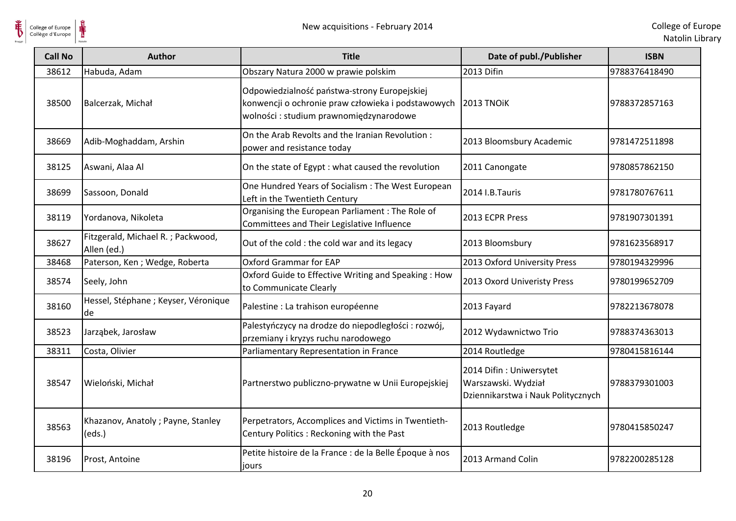| Call No | Author | Title | Date of publ./Publisher | ISBN |
| --- | --- | --- | --- | --- |
| 38612 | Habuda, Adam | Obszary Natura 2000 w prawie polskim | 2013 Difin | 9788376418490 |
| 38500 | Balcerzak, Michał | Odpowiedzialność państwa-strony Europejskiej konwencji o ochronie praw człowieka i podstawowych wolności : studium prawnomiędzynarodowe | 2013 TNOiK | 9788372857163 |
| 38669 | Adib-Moghaddam, Arshin | On the Arab Revolts and the Iranian Revolution : power and resistance today | 2013 Bloomsbury Academic | 9781472511898 |
| 38125 | Aswani, Alaa Al | On the state of Egypt : what caused the revolution | 2011 Canongate | 9780857862150 |
| 38699 | Sassoon, Donald | One Hundred Years of Socialism : The West European Left in the Twentieth Century | 2014 I.B.Tauris | 9781780767611 |
| 38119 | Yordanova, Nikoleta | Organising the European Parliament : The Role of Committees and Their Legislative Influence | 2013 ECPR Press | 9781907301391 |
| 38627 | Fitzgerald, Michael R. ; Packwood, Allen (ed.) | Out of the cold : the cold war and its legacy | 2013 Bloomsbury | 9781623568917 |
| 38468 | Paterson, Ken ; Wedge, Roberta | Oxford Grammar for EAP | 2013 Oxford University Press | 9780194329996 |
| 38574 | Seely, John | Oxford Guide to Effective Writing and Speaking : How to Communicate Clearly | 2013 Oxord Univeristy Press | 9780199652709 |
| 38160 | Hessel, Stéphane ; Keyser, Véronique de | Palestine : La trahison européenne | 2013 Fayard | 9782213678078 |
| 38523 | Jarząbek, Jarosław | Palestyńczycy na drodze do niepodległości : rozwój, przemiany i kryzys ruchu narodowego | 2012 Wydawnictwo Trio | 9788374363013 |
| 38311 | Costa, Olivier | Parliamentary Representation in France | 2014 Routledge | 9780415816144 |
| 38547 | Wieloński, Michał | Partnerstwo publiczno-prywatne w Unii Europejskiej | 2014 Difin : Uniwersytet Warszawski. Wydział Dziennikarstwa i Nauk Politycznych | 9788379301003 |
| 38563 | Khazanov, Anatoly ; Payne, Stanley (eds.) | Perpetrators, Accomplices and Victims in Twentieth-Century Politics : Reckoning with the Past | 2013 Routledge | 9780415850247 |
| 38196 | Prost, Antoine | Petite histoire de la France : de la Belle Époque à nos jours | 2013 Armand Colin | 9782200285128 |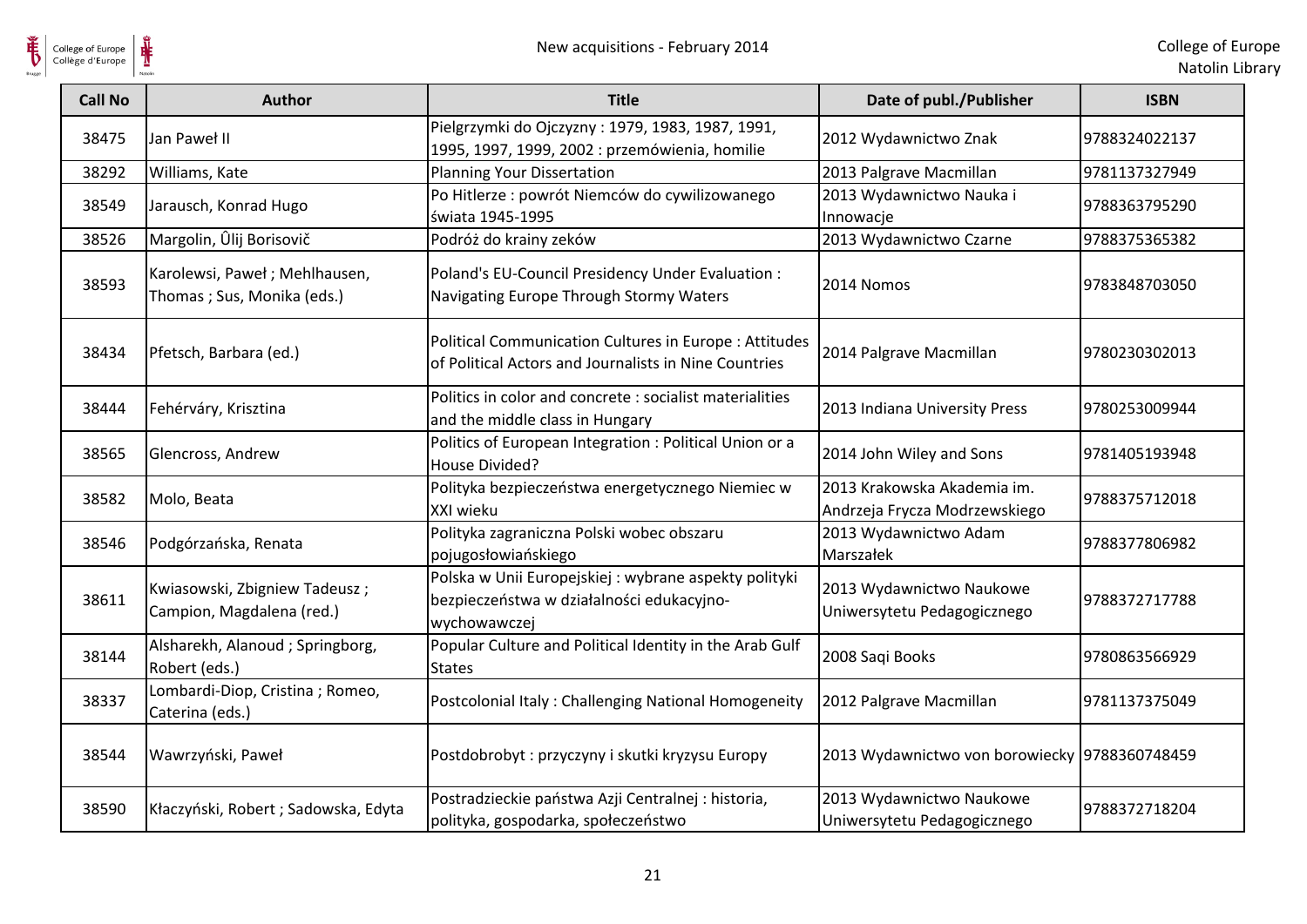| Call No | Author | Title | Date of publ./Publisher | ISBN |
| --- | --- | --- | --- | --- |
| 38475 | Jan Paweł II | Pielgrzymki do Ojczyzny : 1979, 1983, 1987, 1991, 1995, 1997, 1999, 2002 : przemówienia, homilie | 2012 Wydawnictwo Znak | 9788324022137 |
| 38292 | Williams, Kate | Planning Your Dissertation | 2013 Palgrave Macmillan | 9781137327949 |
| 38549 | Jarausch, Konrad Hugo | Po Hitlerze : powrót Niemców do cywilizowanego świata 1945-1995 | 2013 Wydawnictwo Nauka i Innowacje | 9788363795290 |
| 38526 | Margolin, Ûlij Borisovič | Podróż do krainy zeków | 2013 Wydawnictwo Czarne | 9788375365382 |
| 38593 | Karolewsi, Paweł ; Mehlhausen, Thomas ; Sus, Monika (eds.) | Poland's EU-Council Presidency Under Evaluation : Navigating Europe Through Stormy Waters | 2014 Nomos | 9783848703050 |
| 38434 | Pfetsch, Barbara (ed.) | Political Communication Cultures in Europe : Attitudes of Political Actors and Journalists in Nine Countries | 2014 Palgrave Macmillan | 9780230302013 |
| 38444 | Fehérváry, Krisztina | Politics in color and concrete : socialist materialities and the middle class in Hungary | 2013 Indiana University Press | 9780253009944 |
| 38565 | Glencross, Andrew | Politics of European Integration : Political Union or a House Divided? | 2014 John Wiley and Sons | 9781405193948 |
| 38582 | Molo, Beata | Polityka bezpieczeństwa energetycznego Niemiec w XXI wieku | 2013 Krakowska Akademia im. Andrzeja Frycza Modrzewskiego | 9788375712018 |
| 38546 | Podgórzańska, Renata | Polityka zagraniczna Polski wobec obszaru pojugosłowiańskiego | 2013 Wydawnictwo Adam Marszałek | 9788377806982 |
| 38611 | Kwiasowski, Zbigniew Tadeusz ; Campion, Magdalena (red.) | Polska w Unii Europejskiej : wybrane aspekty polityki bezpieczeństwa w działalności edukacyjno-wychowawczej | 2013 Wydawnictwo Naukowe Uniwersytetu Pedagogicznego | 9788372717788 |
| 38144 | Alsharekh, Alanoud ; Springborg, Robert (eds.) | Popular Culture and Political Identity in the Arab Gulf States | 2008 Saqi Books | 9780863566929 |
| 38337 | Lombardi-Diop, Cristina ; Romeo, Caterina (eds.) | Postcolonial Italy : Challenging National Homogeneity | 2012 Palgrave Macmillan | 9781137375049 |
| 38544 | Wawrzyński, Paweł | Postdobrobyt : przyczyny i skutki kryzysu Europy | 2013 Wydawnictwo von borowiecky | 9788360748459 |
| 38590 | Kłaczyński, Robert ; Sadowska, Edyta | Postradzieckie państwa Azji Centralnej : historia, polityka, gospodarka, społeczeństwo | 2013 Wydawnictwo Naukowe Uniwersytetu Pedagogicznego | 9788372718204 |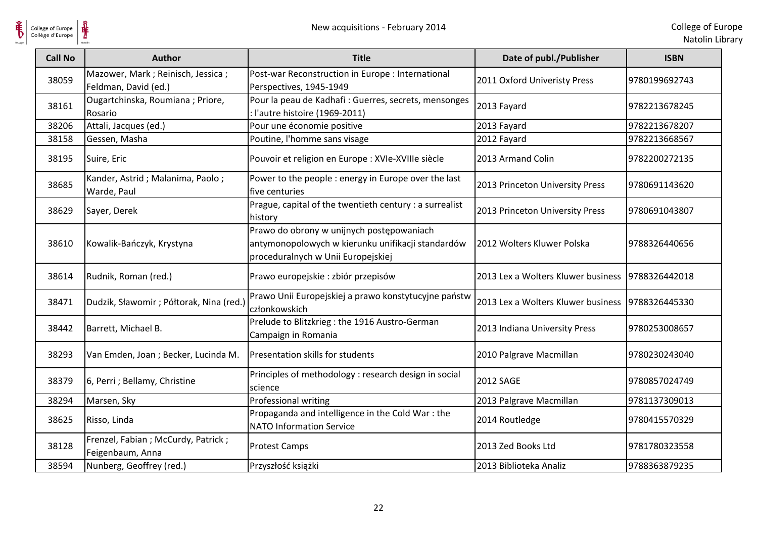| Call No | Author | Title | Date of publ./Publisher | ISBN |
| --- | --- | --- | --- | --- |
| 38059 | Mazower, Mark ; Reinisch, Jessica ; Feldman, David (ed.) | Post-war Reconstruction in Europe : International Perspectives, 1945-1949 | 2011 Oxford Univeristy Press | 9780199692743 |
| 38161 | Ougartchinska, Roumiana ; Priore, Rosario | Pour la peau de Kadhafi : Guerres, secrets, mensonges : l'autre histoire (1969-2011) | 2013 Fayard | 9782213678245 |
| 38206 | Attali, Jacques (ed.) | Pour une économie positive | 2013 Fayard | 9782213678207 |
| 38158 | Gessen, Masha | Poutine, l'homme sans visage | 2012 Fayard | 9782213668567 |
| 38195 | Suire, Eric | Pouvoir et religion en Europe : XVIe-XVIIIe siècle | 2013 Armand Colin | 9782200272135 |
| 38685 | Kander, Astrid ; Malanima, Paolo ; Warde, Paul | Power to the people : energy in Europe over the last five centuries | 2013 Princeton University Press | 9780691143620 |
| 38629 | Sayer, Derek | Prague, capital of the twentieth century : a surrealist history | 2013 Princeton University Press | 9780691043807 |
| 38610 | Kowalik-Bańczyk, Krystyna | Prawo do obrony w unijnych postępowaniach antymonopolowych w kierunku unifikacji standardów proceduralnych w Unii Europejskiej | 2012 Wolters Kluwer Polska | 9788326440656 |
| 38614 | Rudnik, Roman (red.) | Prawo europejskie : zbiór przepisów | 2013 Lex a Wolters Kluwer business | 9788326442018 |
| 38471 | Dudzik, Sławomir ; Półtorak, Nina (red.) | Prawo Unii Europejskiej a prawo konstytucyjne państw członkowskich | 2013 Lex a Wolters Kluwer business | 9788326445330 |
| 38442 | Barrett, Michael B. | Prelude to Blitzkrieg : the 1916 Austro-German Campaign in Romania | 2013 Indiana University Press | 9780253008657 |
| 38293 | Van Emden, Joan ; Becker, Lucinda M. | Presentation skills for students | 2010 Palgrave Macmillan | 9780230243040 |
| 38379 | 6, Perri ; Bellamy, Christine | Principles of methodology : research design in social science | 2012 SAGE | 9780857024749 |
| 38294 | Marsen, Sky | Professional writing | 2013 Palgrave Macmillan | 9781137309013 |
| 38625 | Risso, Linda | Propaganda and intelligence in the Cold War : the NATO Information Service | 2014 Routledge | 9780415570329 |
| 38128 | Frenzel, Fabian ; McCurdy, Patrick ; Feigenbaum, Anna | Protest Camps | 2013 Zed Books Ltd | 9781780323558 |
| 38594 | Nunberg, Geoffrey (red.) | Przyszłość książki | 2013 Biblioteka Analiz | 9788363879235 |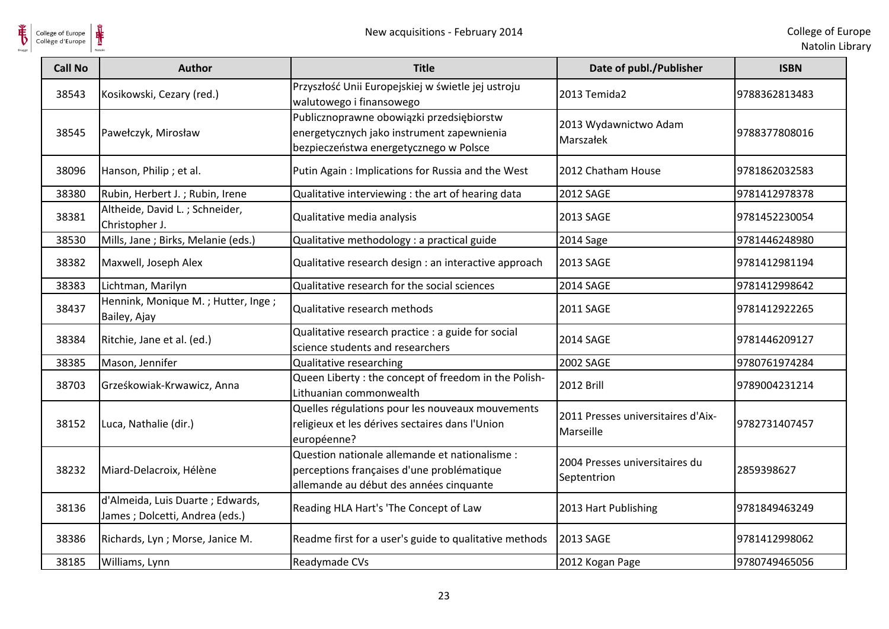| Call No | Author | Title | Date of publ./Publisher | ISBN |
| --- | --- | --- | --- | --- |
| 38543 | Kosikowski, Cezary (red.) | Przyszłość Unii Europejskiej w świetle jej ustroju walutowego i finansowego | 2013 Temida2 | 9788362813483 |
| 38545 | Pawełczyk, Mirosław | Publicznoprawne obowiązki przedsiębiorstw energetycznych jako instrument zapewnienia bezpieczeństwa energetycznego w Polsce | 2013 Wydawnictwo Adam Marszałek | 9788377808016 |
| 38096 | Hanson, Philip ; et al. | Putin Again : Implications for Russia and the West | 2012 Chatham House | 9781862032583 |
| 38380 | Rubin, Herbert J. ; Rubin, Irene | Qualitative interviewing : the art of hearing data | 2012 SAGE | 9781412978378 |
| 38381 | Altheide, David L. ; Schneider, Christopher J. | Qualitative media analysis | 2013 SAGE | 9781452230054 |
| 38530 | Mills, Jane ; Birks, Melanie (eds.) | Qualitative methodology : a practical guide | 2014 Sage | 9781446248980 |
| 38382 | Maxwell, Joseph Alex | Qualitative research design : an interactive approach | 2013 SAGE | 9781412981194 |
| 38383 | Lichtman, Marilyn | Qualitative research for the social sciences | 2014 SAGE | 9781412998642 |
| 38437 | Hennink, Monique M. ; Hutter, Inge ; Bailey, Ajay | Qualitative research methods | 2011 SAGE | 9781412922265 |
| 38384 | Ritchie, Jane et al. (ed.) | Qualitative research practice : a guide for social science students and researchers | 2014 SAGE | 9781446209127 |
| 38385 | Mason, Jennifer | Qualitative researching | 2002 SAGE | 9780761974284 |
| 38703 | Grześkowiak-Krwawicz, Anna | Queen Liberty : the concept of freedom in the Polish-Lithuanian commonwealth | 2012 Brill | 9789004231214 |
| 38152 | Luca, Nathalie (dir.) | Quelles régulations pour les nouveaux mouvements religieux et les dérives sectaires dans l'Union européenne? | 2011 Presses universitaires d'Aix-Marseille | 9782731407457 |
| 38232 | Miard-Delacroix, Hélène | Question nationale allemande et nationalisme : perceptions françaises d'une problématique allemande au début des années cinquante | 2004 Presses universitaires du Septentrion | 2859398627 |
| 38136 | d'Almeida, Luis Duarte ; Edwards, James ; Dolcetti, Andrea (eds.) | Reading HLA Hart's 'The Concept of Law | 2013 Hart Publishing | 9781849463249 |
| 38386 | Richards, Lyn ; Morse, Janice M. | Readme first for a user's guide to qualitative methods | 2013 SAGE | 9781412998062 |
| 38185 | Williams, Lynn | Readymade CVs | 2012 Kogan Page | 9780749465056 |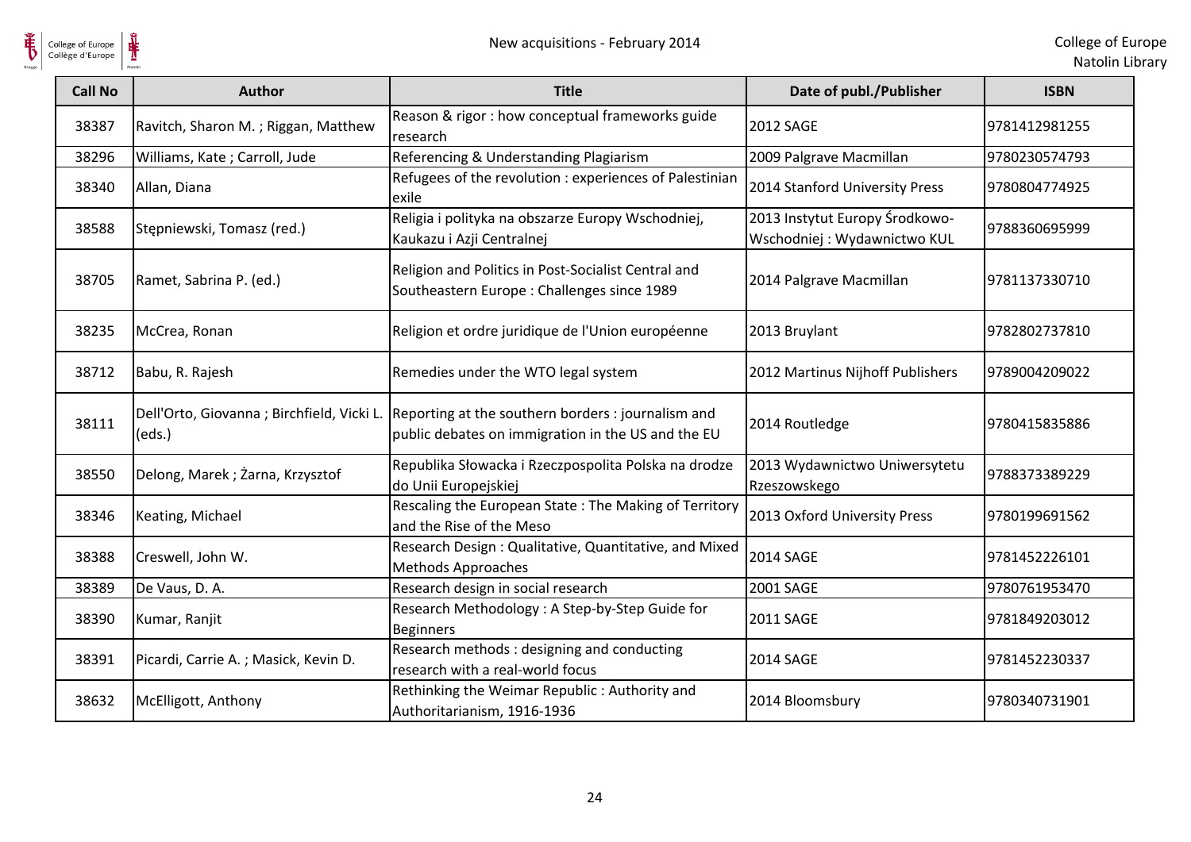| Call No | Author | Title | Date of publ./Publisher | ISBN |
|---|---|---|---|---|
| 38387 | Ravitch, Sharon M. ; Riggan, Matthew | Reason & rigor : how conceptual frameworks guide research | 2012 SAGE | 9781412981255 |
| 38296 | Williams, Kate ; Carroll, Jude | Referencing & Understanding Plagiarism | 2009 Palgrave Macmillan | 9780230574793 |
| 38340 | Allan, Diana | Refugees of the revolution : experiences of Palestinian exile | 2014 Stanford University Press | 9780804774925 |
| 38588 | Stępniewski, Tomasz (red.) | Religia i polityka na obszarze Europy Wschodniej, Kaukazu i Azji Centralnej | 2013 Instytut Europy Środkowo-Wschodniej : Wydawnictwo KUL | 9788360695999 |
| 38705 | Ramet, Sabrina P. (ed.) | Religion and Politics in Post-Socialist Central and Southeastern Europe : Challenges since 1989 | 2014 Palgrave Macmillan | 9781137330710 |
| 38235 | McCrea, Ronan | Religion et ordre juridique de l'Union européenne | 2013 Bruylant | 9782802737810 |
| 38712 | Babu, R. Rajesh | Remedies under the WTO legal system | 2012 Martinus Nijhoff Publishers | 9789004209022 |
| 38111 | Dell'Orto, Giovanna ; Birchfield, Vicki L. (eds.) | Reporting at the southern borders : journalism and public debates on immigration in the US and the EU | 2014 Routledge | 9780415835886 |
| 38550 | Delong, Marek ; Żarna, Krzysztof | Republika Słowacka i Rzeczpospolita Polska na drodze do Unii Europejskiej | 2013 Wydawnictwo Uniwersytetu Rzeszowskego | 9788373389229 |
| 38346 | Keating, Michael | Rescaling the European State : The Making of Territory and the Rise of the Meso | 2013 Oxford University Press | 9780199691562 |
| 38388 | Creswell, John W. | Research Design : Qualitative, Quantitative, and Mixed Methods Approaches | 2014 SAGE | 9781452226101 |
| 38389 | De Vaus, D. A. | Research design in social research | 2001 SAGE | 9780761953470 |
| 38390 | Kumar, Ranjit | Research Methodology : A Step-by-Step Guide for Beginners | 2011 SAGE | 9781849203012 |
| 38391 | Picardi, Carrie A. ; Masick, Kevin D. | Research methods : designing and conducting research with a real-world focus | 2014 SAGE | 9781452230337 |
| 38632 | McElligott, Anthony | Rethinking the Weimar Republic : Authority and Authoritarianism, 1916-1936 | 2014 Bloomsbury | 9780340731901 |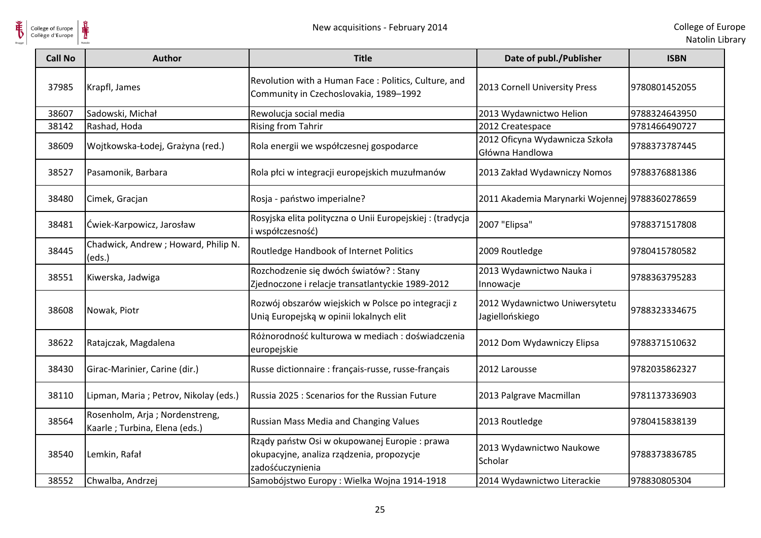| Call No | Author | Title | Date of publ./Publisher | ISBN |
| --- | --- | --- | --- | --- |
| 37985 | Krapfl, James | Revolution with a Human Face : Politics, Culture, and Community in Czechoslovakia, 1989–1992 | 2013 Cornell University Press | 9780801452055 |
| 38607 | Sadowski, Michał | Rewolucja social media | 2013 Wydawnictwo Helion | 9788324643950 |
| 38142 | Rashad, Hoda | Rising from Tahrir | 2012 Createspace | 9781466490727 |
| 38609 | Wojtkowska-Łodej, Grażyna (red.) | Rola energii we współczesnej gospodarce | 2012 Oficyna Wydawnicza Szkoła Główna Handlowa | 9788373787445 |
| 38527 | Pasamonik, Barbara | Rola płci w integracji europejskich muzułmanów | 2013 Zakład Wydawniczy Nomos | 9788376881386 |
| 38480 | Cimek, Gracjan | Rosja - państwo imperialne? | 2011 Akademia Marynarki Wojennej | 9788360278659 |
| 38481 | Ćwiek-Karpowicz, Jarosław | Rosyjska elita polityczna o Unii Europejskiej : (tradycja i współczesność) | 2007 "Elipsa" | 9788371517808 |
| 38445 | Chadwick, Andrew ; Howard, Philip N. (eds.) | Routledge Handbook of Internet Politics | 2009 Routledge | 9780415780582 |
| 38551 | Kiwerska, Jadwiga | Rozchodzenie się dwóch światów? : Stany Zjednoczone i relacje transatlantyckie 1989-2012 | 2013 Wydawnictwo Nauka i Innowacje | 9788363795283 |
| 38608 | Nowak, Piotr | Rozwój obszarów wiejskich w Polsce po integracji z Unią Europejską w opinii lokalnych elit | 2012 Wydawnictwo Uniwersytetu Jagiellońskiego | 9788323334675 |
| 38622 | Ratajczak, Magdalena | Różnorodność kulturowa w mediach : doświadczenia europejskie | 2012 Dom Wydawniczy Elipsa | 9788371510632 |
| 38430 | Girac-Marinier, Carine (dir.) | Russe dictionnaire : français-russe, russe-français | 2012 Larousse | 9782035862327 |
| 38110 | Lipman, Maria ; Petrov, Nikolay (eds.) | Russia 2025 : Scenarios for the Russian Future | 2013 Palgrave Macmillan | 9781137336903 |
| 38564 | Rosenholm, Arja ; Nordenstreng, Kaarle ; Turbina, Elena (eds.) | Russian Mass Media and Changing Values | 2013 Routledge | 9780415838139 |
| 38540 | Lemkin, Rafał | Rządy państw Osi w okupowanej Europie : prawa okupacyjne, analiza rządzenia, propozycje zadośćuczynienia | 2013 Wydawnictwo Naukowe Scholar | 9788373836785 |
| 38552 | Chwalba, Andrzej | Samobójstwo Europy : Wielka Wojna 1914-1918 | 2014 Wydawnictwo Literackie | 978830805304 |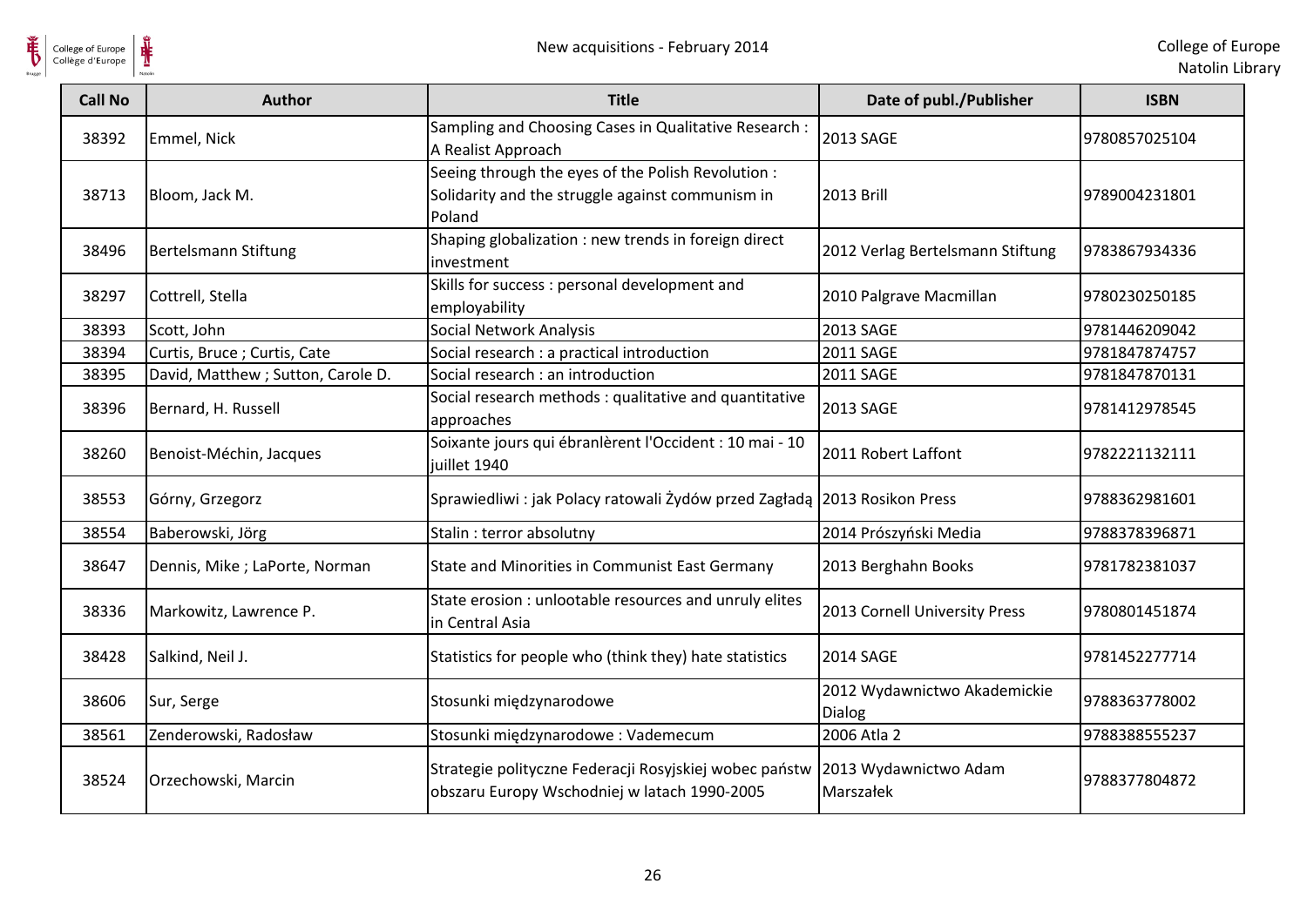| Call No | Author | Title | Date of publ./Publisher | ISBN |
|---|---|---|---|---|
| 38392 | Emmel, Nick | Sampling and Choosing Cases in Qualitative Research : A Realist Approach | 2013 SAGE | 9780857025104 |
| 38713 | Bloom, Jack M. | Seeing through the eyes of the Polish Revolution : Solidarity and the struggle against communism in Poland | 2013 Brill | 9789004231801 |
| 38496 | Bertelsmann Stiftung | Shaping globalization : new trends in foreign direct investment | 2012 Verlag Bertelsmann Stiftung | 9783867934336 |
| 38297 | Cottrell, Stella | Skills for success : personal development and employability | 2010 Palgrave Macmillan | 9780230250185 |
| 38393 | Scott, John | Social Network Analysis | 2013 SAGE | 9781446209042 |
| 38394 | Curtis, Bruce ; Curtis, Cate | Social research : a practical introduction | 2011 SAGE | 9781847874757 |
| 38395 | David, Matthew ; Sutton, Carole D. | Social research : an introduction | 2011 SAGE | 9781847870131 |
| 38396 | Bernard, H. Russell | Social research methods : qualitative and quantitative approaches | 2013 SAGE | 9781412978545 |
| 38260 | Benoist-Méchin, Jacques | Soixante jours qui ébranlèrent l'Occident : 10 mai - 10 juillet 1940 | 2011 Robert Laffont | 9782221132111 |
| 38553 | Górny, Grzegorz | Sprawiedliwi : jak Polacy ratowali Żydów przed Zagładą | 2013 Rosikon Press | 9788362981601 |
| 38554 | Baberowski, Jörg | Stalin : terror absolutny | 2014 Prószyński Media | 9788378396871 |
| 38647 | Dennis, Mike ; LaPorte, Norman | State and Minorities in Communist East Germany | 2013 Berghahn Books | 9781782381037 |
| 38336 | Markowitz, Lawrence P. | State erosion : unlootable resources and unruly elites in Central Asia | 2013 Cornell University Press | 9780801451874 |
| 38428 | Salkind, Neil J. | Statistics for people who (think they) hate statistics | 2014 SAGE | 9781452277714 |
| 38606 | Sur, Serge | Stosunki międzynarodowe | 2012 Wydawnictwo Akademickie Dialog | 9788363778002 |
| 38561 | Zenderowski, Radosław | Stosunki międzynarodowe : Vademecum | 2006 Atla 2 | 9788388555237 |
| 38524 | Orzechowski, Marcin | Strategie polityczne Federacji Rosyjskiej wobec państw obszaru Europy Wschodniej w latach 1990-2005 | 2013 Wydawnictwo Adam Marszałek | 9788377804872 |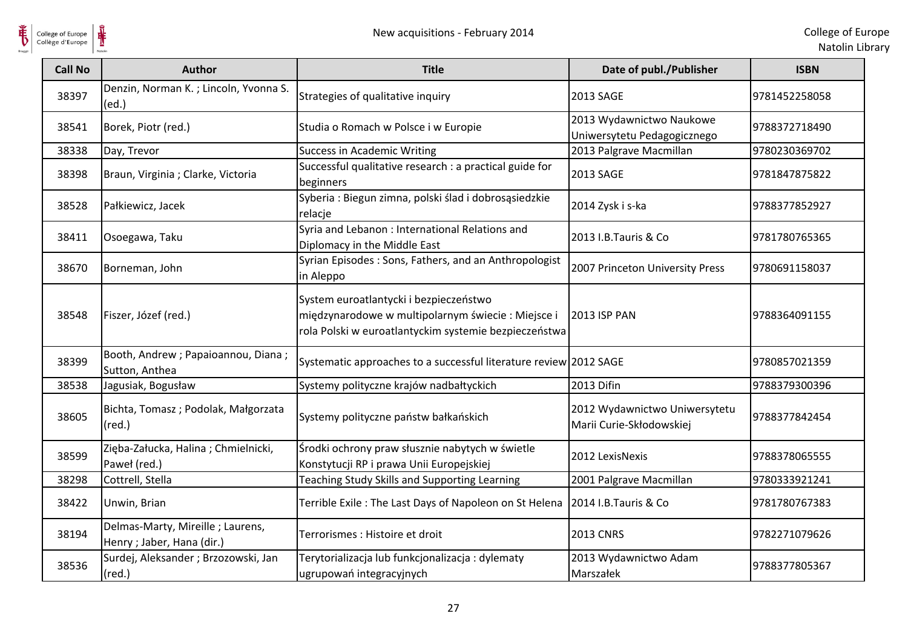| Call No | Author | Title | Date of publ./Publisher | ISBN |
|---|---|---|---|---|
| 38397 | Denzin, Norman K. ; Lincoln, Yvonna S. (ed.) | Strategies of qualitative inquiry | 2013 SAGE | 9781452258058 |
| 38541 | Borek, Piotr (red.) | Studia o Romach w Polsce i w Europie | 2013 Wydawnictwo Naukowe Uniwersytetu Pedagogicznego | 9788372718490 |
| 38338 | Day, Trevor | Success in Academic Writing | 2013 Palgrave Macmillan | 9780230369702 |
| 38398 | Braun, Virginia ; Clarke, Victoria | Successful qualitative research : a practical guide for beginners | 2013 SAGE | 9781847875822 |
| 38528 | Pałkiewicz, Jacek | Syberia : Biegun zimna, polski ślad i dobrosąsiedzkie relacje | 2014 Zysk i s-ka | 9788377852927 |
| 38411 | Osoegawa, Taku | Syria and Lebanon : International Relations and Diplomacy in the Middle East | 2013 I.B.Tauris & Co | 9781780765365 |
| 38670 | Borneman, John | Syrian Episodes : Sons, Fathers, and an Anthropologist in Aleppo | 2007 Princeton University Press | 9780691158037 |
| 38548 | Fiszer, Józef (red.) | System euroatlantycki i bezpieczeństwo międzynarodowe w multipolarnym świecie : Miejsce i rola Polski w euroatlantyckim systemie bezpieczeństwa | 2013 ISP PAN | 9788364091155 |
| 38399 | Booth, Andrew ; Papaioannou, Diana ; Sutton, Anthea | Systematic approaches to a successful literature review | 2012 SAGE | 9780857021359 |
| 38538 | Jagusiak, Bogusław | Systemy polityczne krajów nadbałtyckich | 2013 Difin | 9788379300396 |
| 38605 | Bichta, Tomasz ; Podolak, Małgorzata (red.) | Systemy polityczne państw bałkańskich | 2012 Wydawnictwo Uniwersytetu Marii Curie-Skłodowskiej | 9788377842454 |
| 38599 | Zięba-Załucka, Halina ; Chmielnicki, Paweł (red.) | Środki ochrony praw słusznie nabytych w świetle Konstytucji RP i prawa Unii Europejskiej | 2012 LexisNexis | 9788378065555 |
| 38298 | Cottrell, Stella | Teaching Study Skills and Supporting Learning | 2001 Palgrave Macmillan | 9780333921241 |
| 38422 | Unwin, Brian | Terrible Exile : The Last Days of Napoleon on St Helena | 2014 I.B.Tauris & Co | 9781780767383 |
| 38194 | Delmas-Marty, Mireille ; Laurens, Henry ; Jaber, Hana (dir.) | Terrorismes : Histoire et droit | 2013 CNRS | 9782271079626 |
| 38536 | Surdej, Aleksander ; Brzozowski, Jan (red.) | Terytorializacja lub funkcjonalizacja : dylematy ugrupowań integracyjnych | 2013 Wydawnictwo Adam Marszałek | 9788377805367 |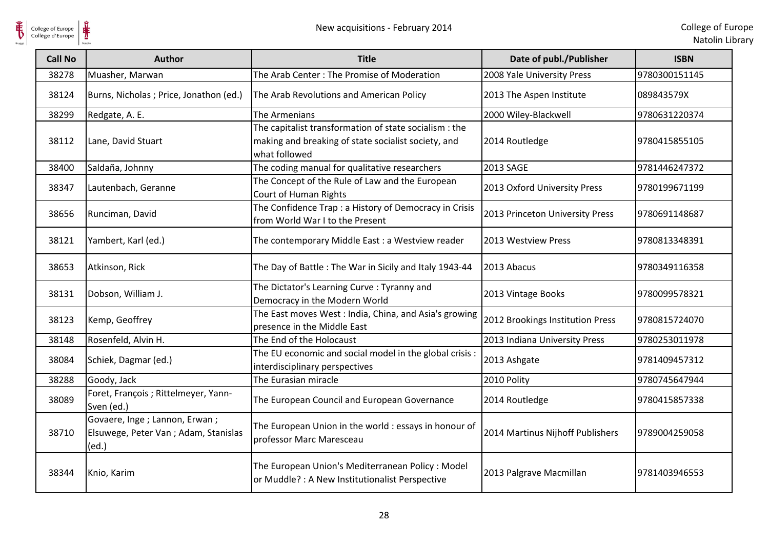| Call No | Author | Title | Date of publ./Publisher | ISBN |
| --- | --- | --- | --- | --- |
| 38278 | Muasher, Marwan | The Arab Center : The Promise of Moderation | 2008 Yale University Press | 9780300151145 |
| 38124 | Burns, Nicholas ; Price, Jonathon (ed.) | The Arab Revolutions and American Policy | 2013 The Aspen Institute | 089843579X |
| 38299 | Redgate, A. E. | The Armenians | 2000 Wiley-Blackwell | 9780631220374 |
| 38112 | Lane, David Stuart | The capitalist transformation of state socialism : the making and breaking of state socialist society, and what followed | 2014 Routledge | 9780415855105 |
| 38400 | Saldaña, Johnny | The coding manual for qualitative researchers | 2013 SAGE | 9781446247372 |
| 38347 | Lautenbach, Geranne | The Concept of the Rule of Law and the European Court of Human Rights | 2013 Oxford University Press | 9780199671199 |
| 38656 | Runciman, David | The Confidence Trap : a History of Democracy in Crisis from World War I to the Present | 2013 Princeton University Press | 9780691148687 |
| 38121 | Yambert, Karl (ed.) | The contemporary Middle East : a Westview reader | 2013 Westview Press | 9780813348391 |
| 38653 | Atkinson, Rick | The Day of Battle : The War in Sicily and Italy 1943-44 | 2013 Abacus | 9780349116358 |
| 38131 | Dobson, William J. | The Dictator's Learning Curve : Tyranny and Democracy in the Modern World | 2013 Vintage Books | 9780099578321 |
| 38123 | Kemp, Geoffrey | The East moves West : India, China, and Asia's growing presence in the Middle East | 2012 Brookings Institution Press | 9780815724070 |
| 38148 | Rosenfeld, Alvin H. | The End of the Holocaust | 2013 Indiana University Press | 9780253011978 |
| 38084 | Schiek, Dagmar (ed.) | The EU economic and social model in the global crisis : interdisciplinary perspectives | 2013 Ashgate | 9781409457312 |
| 38288 | Goody, Jack | The Eurasian miracle | 2010 Polity | 9780745647944 |
| 38089 | Foret, François ; Rittelmeyer, Yann-Sven (ed.) | The European Council and European Governance | 2014 Routledge | 9780415857338 |
| 38710 | Govaere, Inge ; Lannon, Erwan ; Elsuwege, Peter Van ; Adam, Stanislas (ed.) | The European Union in the world : essays in honour of professor Marc Maresceau | 2014 Martinus Nijhoff Publishers | 9789004259058 |
| 38344 | Knio, Karim | The European Union's Mediterranean Policy : Model or Muddle? : A New Institutionalist Perspective | 2013 Palgrave Macmillan | 9781403946553 |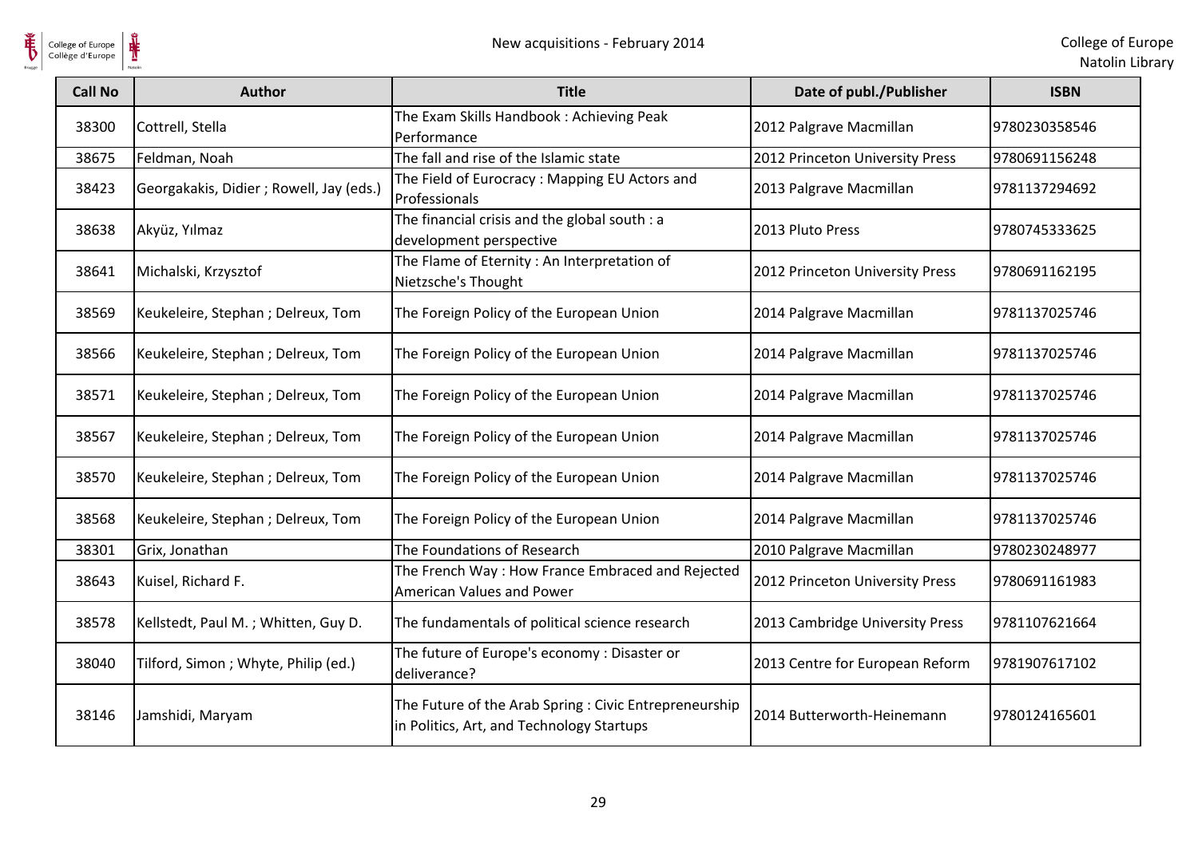| Call No | Author | Title | Date of publ./Publisher | ISBN |
| --- | --- | --- | --- | --- |
| 38300 | Cottrell, Stella | The Exam Skills Handbook : Achieving Peak Performance | 2012 Palgrave Macmillan | 9780230358546 |
| 38675 | Feldman, Noah | The fall and rise of the Islamic state | 2012 Princeton University Press | 9780691156248 |
| 38423 | Georgakakis, Didier ; Rowell, Jay (eds.) | The Field of Eurocracy : Mapping EU Actors and Professionals | 2013 Palgrave Macmillan | 9781137294692 |
| 38638 | Akyüz, Yılmaz | The financial crisis and the global south : a development perspective | 2013 Pluto Press | 9780745333625 |
| 38641 | Michalski, Krzysztof | The Flame of Eternity : An Interpretation of Nietzsche's Thought | 2012 Princeton University Press | 9780691162195 |
| 38569 | Keukeleire, Stephan ; Delreux, Tom | The Foreign Policy of the European Union | 2014 Palgrave Macmillan | 9781137025746 |
| 38566 | Keukeleire, Stephan ; Delreux, Tom | The Foreign Policy of the European Union | 2014 Palgrave Macmillan | 9781137025746 |
| 38571 | Keukeleire, Stephan ; Delreux, Tom | The Foreign Policy of the European Union | 2014 Palgrave Macmillan | 9781137025746 |
| 38567 | Keukeleire, Stephan ; Delreux, Tom | The Foreign Policy of the European Union | 2014 Palgrave Macmillan | 9781137025746 |
| 38570 | Keukeleire, Stephan ; Delreux, Tom | The Foreign Policy of the European Union | 2014 Palgrave Macmillan | 9781137025746 |
| 38568 | Keukeleire, Stephan ; Delreux, Tom | The Foreign Policy of the European Union | 2014 Palgrave Macmillan | 9781137025746 |
| 38301 | Grix, Jonathan | The Foundations of Research | 2010 Palgrave Macmillan | 9780230248977 |
| 38643 | Kuisel, Richard F. | The French Way : How France Embraced and Rejected American Values and Power | 2012 Princeton University Press | 9780691161983 |
| 38578 | Kellstedt, Paul M. ; Whitten, Guy D. | The fundamentals of political science research | 2013 Cambridge University Press | 9781107621664 |
| 38040 | Tilford, Simon ; Whyte, Philip (ed.) | The future of Europe's economy : Disaster or deliverance? | 2013 Centre for European Reform | 9781907617102 |
| 38146 | Jamshidi, Maryam | The Future of the Arab Spring : Civic Entrepreneurship in Politics, Art, and Technology Startups | 2014 Butterworth-Heinemann | 9780124165601 |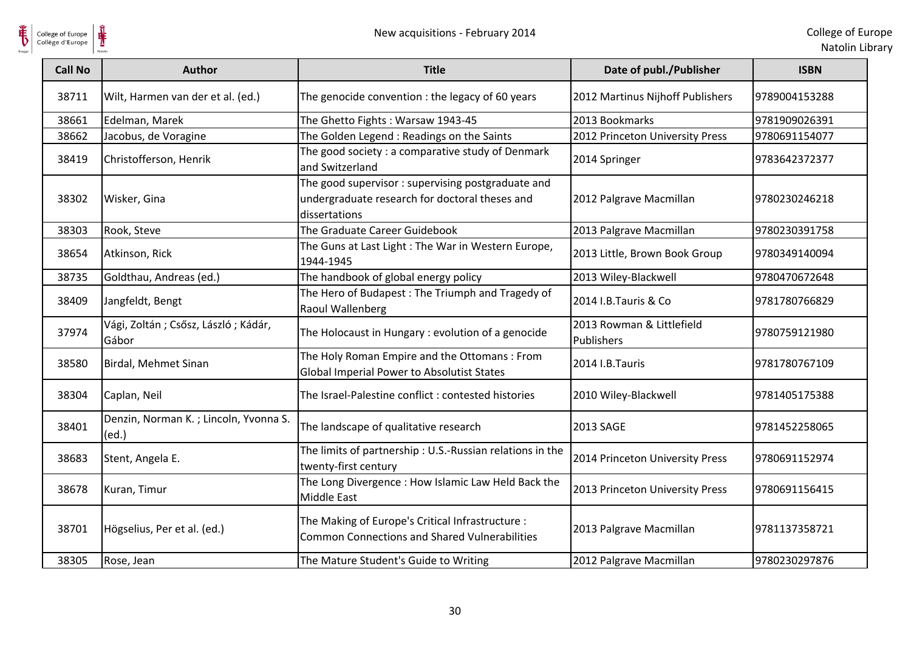| Call No | Author | Title | Date of publ./Publisher | ISBN |
| --- | --- | --- | --- | --- |
| 38711 | Wilt, Harmen van der et al. (ed.) | The genocide convention : the legacy of 60 years | 2012 Martinus Nijhoff Publishers | 9789004153288 |
| 38661 | Edelman, Marek | The Ghetto Fights : Warsaw 1943-45 | 2013 Bookmarks | 9781909026391 |
| 38662 | Jacobus, de Voragine | The Golden Legend : Readings on the Saints | 2012 Princeton University Press | 9780691154077 |
| 38419 | Christofferson, Henrik | The good society : a comparative study of Denmark and Switzerland | 2014 Springer | 9783642372377 |
| 38302 | Wisker, Gina | The good supervisor : supervising postgraduate and undergraduate research for doctoral theses and dissertations | 2012 Palgrave Macmillan | 9780230246218 |
| 38303 | Rook, Steve | The Graduate Career Guidebook | 2013 Palgrave Macmillan | 9780230391758 |
| 38654 | Atkinson, Rick | The Guns at Last Light : The War in Western Europe, 1944-1945 | 2013 Little, Brown Book Group | 9780349140094 |
| 38735 | Goldthau, Andreas (ed.) | The handbook of global energy policy | 2013 Wiley-Blackwell | 9780470672648 |
| 38409 | Jangfeldt, Bengt | The Hero of Budapest : The Triumph and Tragedy of Raoul Wallenberg | 2014 I.B.Tauris & Co | 9781780766829 |
| 37974 | Vági, Zoltán ; Csősz, László ; Kádár, Gábor | The Holocaust in Hungary : evolution of a genocide | 2013 Rowman & Littlefield Publishers | 9780759121980 |
| 38580 | Birdal, Mehmet Sinan | The Holy Roman Empire and the Ottomans : From Global Imperial Power to Absolutist States | 2014 I.B.Tauris | 9781780767109 |
| 38304 | Caplan, Neil | The Israel-Palestine conflict : contested histories | 2010 Wiley-Blackwell | 9781405175388 |
| 38401 | Denzin, Norman K. ; Lincoln, Yvonna S. (ed.) | The landscape of qualitative research | 2013 SAGE | 9781452258065 |
| 38683 | Stent, Angela E. | The limits of partnership : U.S.-Russian relations in the twenty-first century | 2014 Princeton University Press | 9780691152974 |
| 38678 | Kuran, Timur | The Long Divergence : How Islamic Law Held Back the Middle East | 2013 Princeton University Press | 9780691156415 |
| 38701 | Högselius, Per et al. (ed.) | The Making of Europe's Critical Infrastructure : Common Connections and Shared Vulnerabilities | 2013 Palgrave Macmillan | 9781137358721 |
| 38305 | Rose, Jean | The Mature Student's Guide to Writing | 2012 Palgrave Macmillan | 9780230297876 |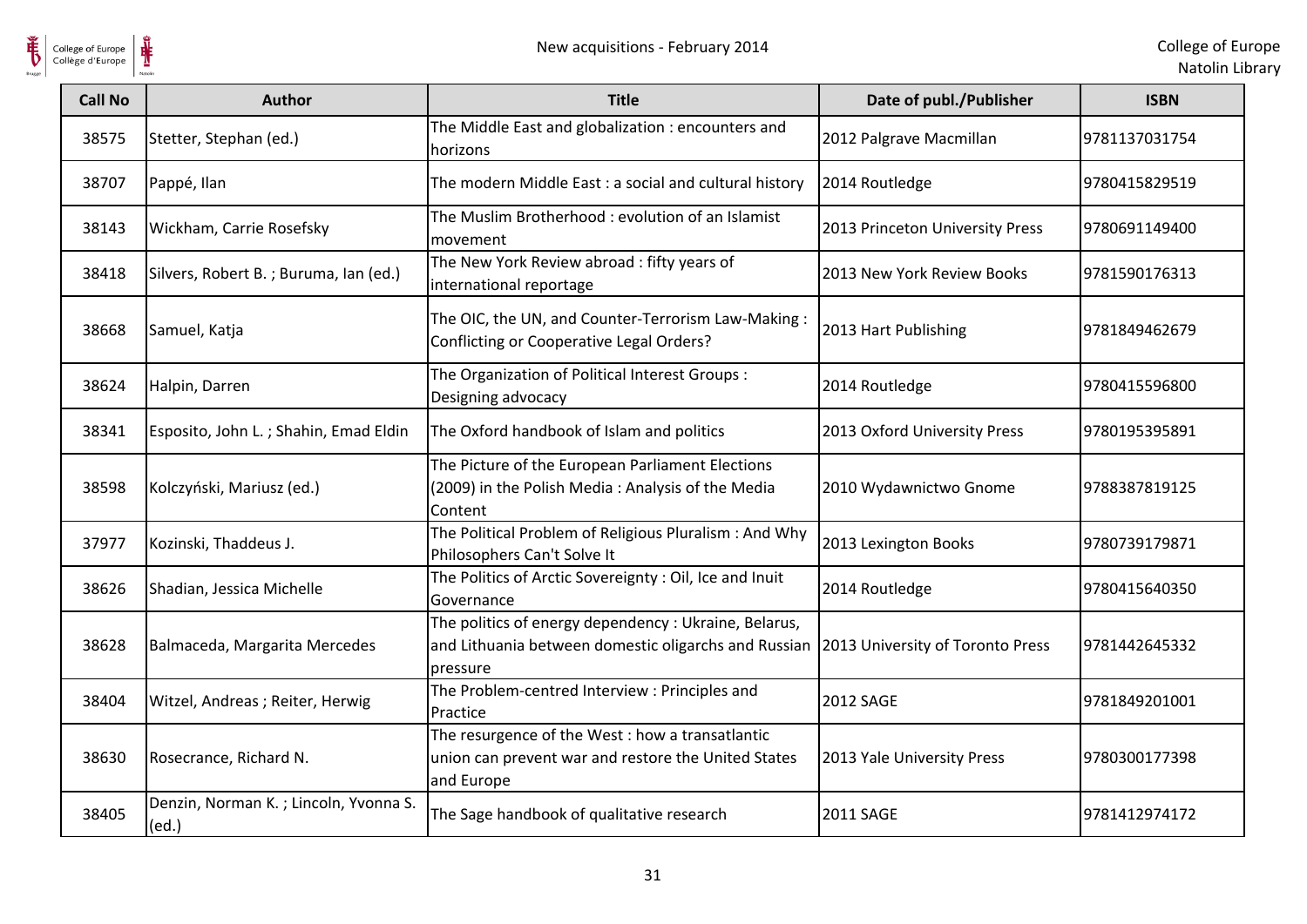| Call No | Author | Title | Date of publ./Publisher | ISBN |
|---|---|---|---|---|
| 38575 | Stetter, Stephan (ed.) | The Middle East and globalization : encounters and horizons | 2012 Palgrave Macmillan | 9781137031754 |
| 38707 | Pappé, Ilan | The modern Middle East : a social and cultural history | 2014 Routledge | 9780415829519 |
| 38143 | Wickham, Carrie Rosefsky | The Muslim Brotherhood : evolution of an Islamist movement | 2013 Princeton University Press | 9780691149400 |
| 38418 | Silvers, Robert B. ; Buruma, Ian (ed.) | The New York Review abroad : fifty years of international reportage | 2013 New York Review Books | 9781590176313 |
| 38668 | Samuel, Katja | The OIC, the UN, and Counter-Terrorism Law-Making : Conflicting or Cooperative Legal Orders? | 2013 Hart Publishing | 9781849462679 |
| 38624 | Halpin, Darren | The Organization of Political Interest Groups : Designing advocacy | 2014 Routledge | 9780415596800 |
| 38341 | Esposito, John L. ; Shahin, Emad Eldin | The Oxford handbook of Islam and politics | 2013 Oxford University Press | 9780195395891 |
| 38598 | Kolczyński, Mariusz (ed.) | The Picture of the European Parliament Elections (2009) in the Polish Media : Analysis of the Media Content | 2010 Wydawnictwo Gnome | 9788387819125 |
| 37977 | Kozinski, Thaddeus J. | The Political Problem of Religious Pluralism : And Why Philosophers Can't Solve It | 2013 Lexington Books | 9780739179871 |
| 38626 | Shadian, Jessica Michelle | The Politics of Arctic Sovereignty : Oil, Ice and Inuit Governance | 2014 Routledge | 9780415640350 |
| 38628 | Balmaceda, Margarita Mercedes | The politics of energy dependency : Ukraine, Belarus, and Lithuania between domestic oligarchs and Russian pressure | 2013 University of Toronto Press | 9781442645332 |
| 38404 | Witzel, Andreas ; Reiter, Herwig | The Problem-centred Interview : Principles and Practice | 2012 SAGE | 9781849201001 |
| 38630 | Rosecrance, Richard N. | The resurgence of the West : how a transatlantic union can prevent war and restore the United States and Europe | 2013 Yale University Press | 9780300177398 |
| 38405 | Denzin, Norman K. ; Lincoln, Yvonna S. (ed.) | The Sage handbook of qualitative research | 2011 SAGE | 9781412974172 |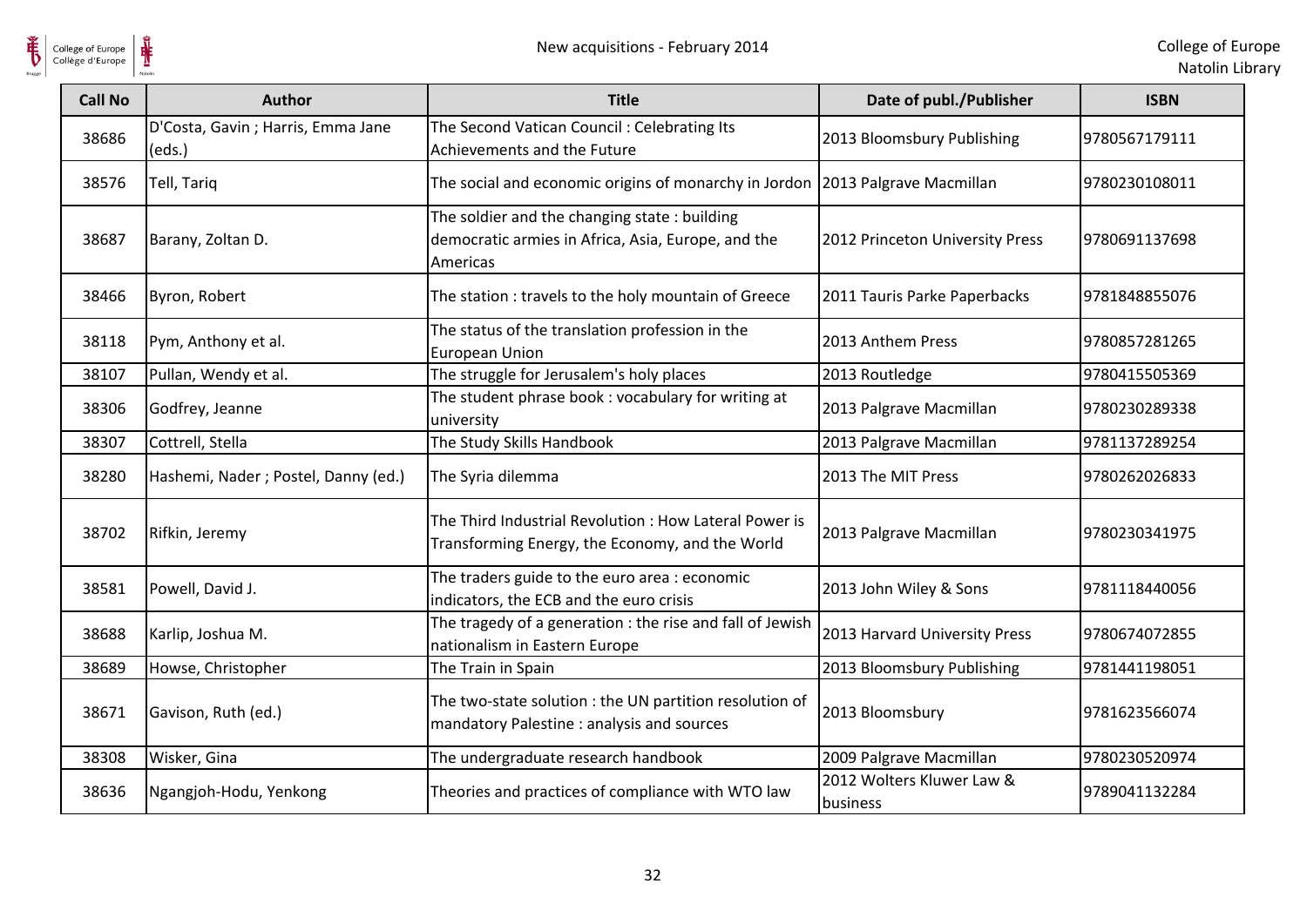| Call No | Author | Title | Date of publ./Publisher | ISBN |
| --- | --- | --- | --- | --- |
| 38686 | D'Costa, Gavin ; Harris, Emma Jane (eds.) | The Second Vatican Council : Celebrating Its Achievements and the Future | 2013 Bloomsbury Publishing | 9780567179111 |
| 38576 | Tell, Tariq | The social and economic origins of monarchy in Jordon | 2013 Palgrave Macmillan | 9780230108011 |
| 38687 | Barany, Zoltan D. | The soldier and the changing state : building democratic armies in Africa, Asia, Europe, and the Americas | 2012 Princeton University Press | 9780691137698 |
| 38466 | Byron, Robert | The station : travels to the holy mountain of Greece | 2011 Tauris Parke Paperbacks | 9781848855076 |
| 38118 | Pym, Anthony et al. | The status of the translation profession in the European Union | 2013 Anthem Press | 9780857281265 |
| 38107 | Pullan, Wendy et al. | The struggle for Jerusalem's holy places | 2013 Routledge | 9780415505369 |
| 38306 | Godfrey, Jeanne | The student phrase book : vocabulary for writing at university | 2013 Palgrave Macmillan | 9780230289338 |
| 38307 | Cottrell, Stella | The Study Skills Handbook | 2013 Palgrave Macmillan | 9781137289254 |
| 38280 | Hashemi, Nader ; Postel, Danny (ed.) | The Syria dilemma | 2013 The MIT Press | 9780262026833 |
| 38702 | Rifkin, Jeremy | The Third Industrial Revolution : How Lateral Power is Transforming Energy, the Economy, and the World | 2013 Palgrave Macmillan | 9780230341975 |
| 38581 | Powell, David J. | The traders guide to the euro area : economic indicators, the ECB and the euro crisis | 2013 John Wiley & Sons | 9781118440056 |
| 38688 | Karlip, Joshua M. | The tragedy of a generation : the rise and fall of Jewish nationalism in Eastern Europe | 2013 Harvard University Press | 9780674072855 |
| 38689 | Howse, Christopher | The Train in Spain | 2013 Bloomsbury Publishing | 9781441198051 |
| 38671 | Gavison, Ruth (ed.) | The two-state solution : the UN partition resolution of mandatory Palestine : analysis and sources | 2013 Bloomsbury | 9781623566074 |
| 38308 | Wisker, Gina | The undergraduate research handbook | 2009 Palgrave Macmillan | 9780230520974 |
| 38636 | Ngangjoh-Hodu, Yenkong | Theories and practices of compliance with WTO law | 2012 Wolters Kluwer Law & business | 9789041132284 |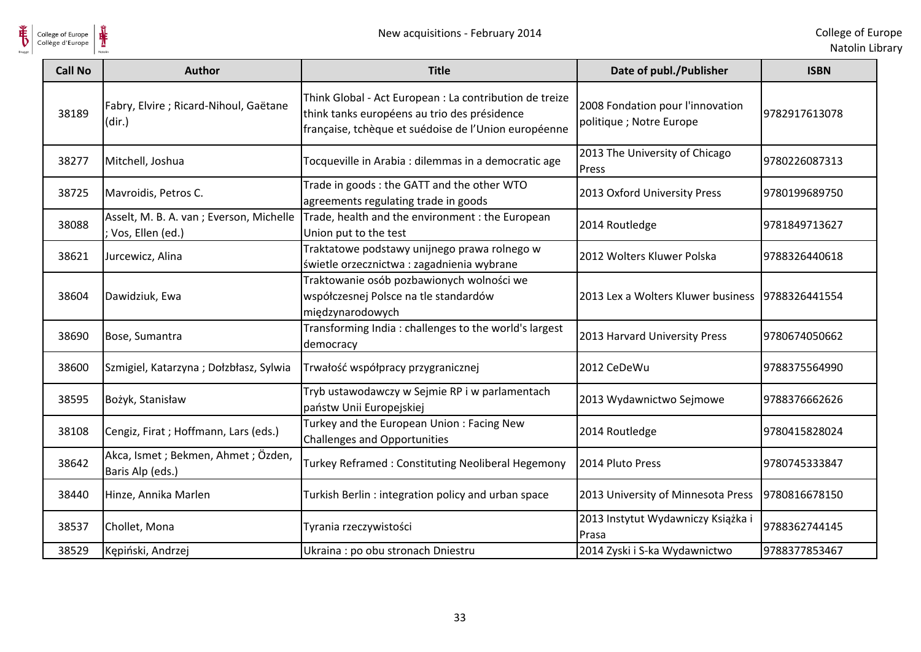| Call No | Author | Title | Date of publ./Publisher | ISBN |
|---|---|---|---|---|
| 38189 | Fabry, Elvire ; Ricard-Nihoul, Gaëtane (dir.) | Think Global - Act European : La contribution de treize think tanks européens au trio des présidence française, tchèque et suédoise de l'Union européenne | 2008 Fondation pour l'innovation politique ; Notre Europe | 9782917613078 |
| 38277 | Mitchell, Joshua | Tocqueville in Arabia : dilemmas in a democratic age | 2013 The University of Chicago Press | 9780226087313 |
| 38725 | Mavroidis, Petros C. | Trade in goods : the GATT and the other WTO agreements regulating trade in goods | 2013 Oxford University Press | 9780199689750 |
| 38088 | Asselt, M. B. A. van ; Everson, Michelle ; Vos, Ellen (ed.) | Trade, health and the environment : the European Union put to the test | 2014 Routledge | 9781849713627 |
| 38621 | Jurcewicz, Alina | Traktatowe podstawy unijnego prawa rolnego w świetle orzecznictwa : zagadnienia wybrane | 2012 Wolters Kluwer Polska | 9788326440618 |
| 38604 | Dawidziuk, Ewa | Traktowanie osób pozbawionych wolności we współczesnej Polsce na tle standardów międzynarodowych | 2013 Lex a Wolters Kluwer business | 9788326441554 |
| 38690 | Bose, Sumantra | Transforming India : challenges to the world's largest democracy | 2013 Harvard University Press | 9780674050662 |
| 38600 | Szmigiel, Katarzyna ; Dołzbłasz, Sylwia | Trwałość współpracy przygranicznej | 2012 CeDeWu | 9788375564990 |
| 38595 | Bożyk, Stanisław | Tryb ustawodawczy w Sejmie RP i w parlamentach państw Unii Europejskiej | 2013 Wydawnictwo Sejmowe | 9788376662626 |
| 38108 | Cengiz, Firat ; Hoffmann, Lars (eds.) | Turkey and the European Union : Facing New Challenges and Opportunities | 2014 Routledge | 9780415828024 |
| 38642 | Akca, Ismet ; Bekmen, Ahmet ; Özden, Baris Alp (eds.) | Turkey Reframed : Constituting Neoliberal Hegemony | 2014 Pluto Press | 9780745333847 |
| 38440 | Hinze, Annika Marlen | Turkish Berlin : integration policy and urban space | 2013 University of Minnesota Press | 9780816678150 |
| 38537 | Chollet, Mona | Tyrania rzeczywistości | 2013 Instytut Wydawniczy Książka i Prasa | 9788362744145 |
| 38529 | Kępiński, Andrzej | Ukraina : po obu stronach Dniestru | 2014 Zyski i S-ka Wydawnictwo | 9788377853467 |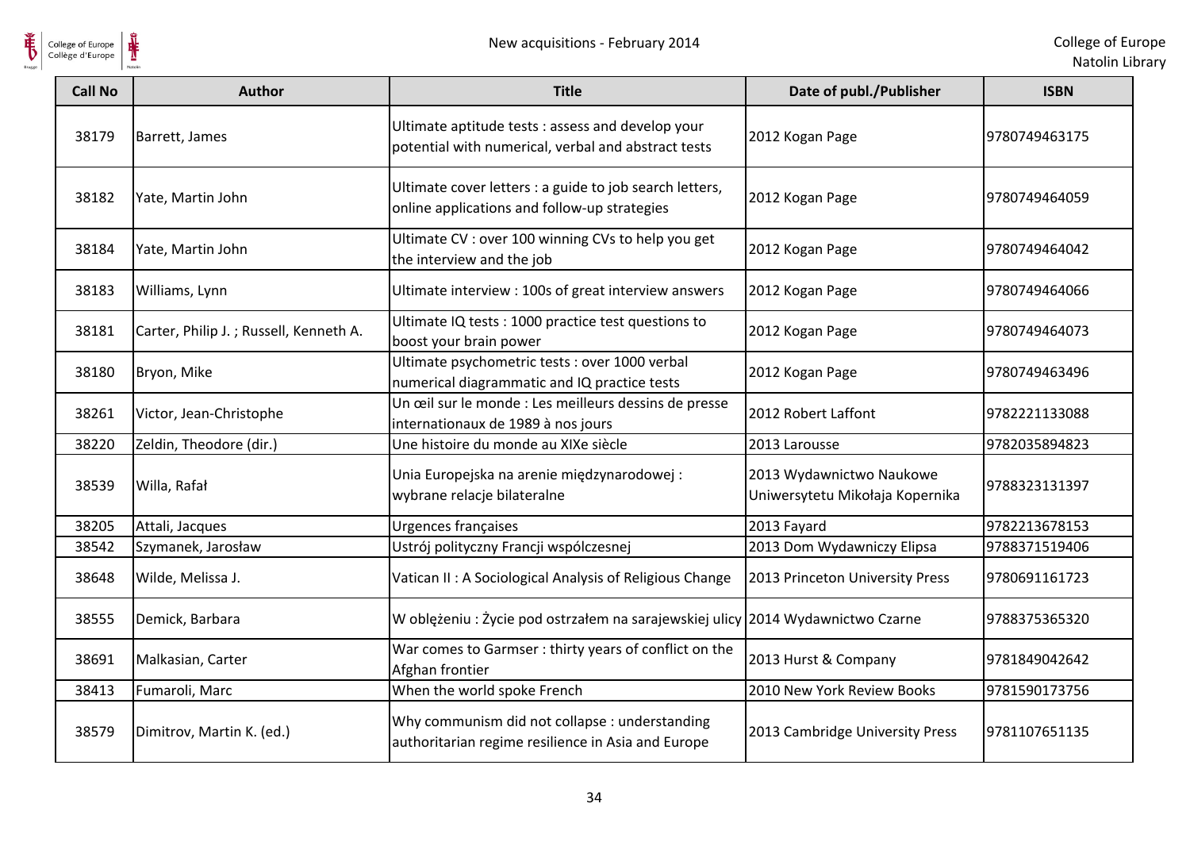| Call No | Author | Title | Date of publ./Publisher | ISBN |
|---|---|---|---|---|
| 38179 | Barrett, James | Ultimate aptitude tests : assess and develop your potential with numerical, verbal and abstract tests | 2012 Kogan Page | 9780749463175 |
| 38182 | Yate, Martin John | Ultimate cover letters : a guide to job search letters, online applications and follow-up strategies | 2012 Kogan Page | 9780749464059 |
| 38184 | Yate, Martin John | Ultimate CV : over 100 winning CVs to help you get the interview and the job | 2012 Kogan Page | 9780749464042 |
| 38183 | Williams, Lynn | Ultimate interview : 100s of great interview answers | 2012 Kogan Page | 9780749464066 |
| 38181 | Carter, Philip J. ; Russell, Kenneth A. | Ultimate IQ tests : 1000 practice test questions to boost your brain power | 2012 Kogan Page | 9780749464073 |
| 38180 | Bryon, Mike | Ultimate psychometric tests : over 1000 verbal numerical diagrammatic and IQ practice tests | 2012 Kogan Page | 9780749463496 |
| 38261 | Victor, Jean-Christophe | Un œil sur le monde : Les meilleurs dessins de presse internationaux de 1989 à nos jours | 2012 Robert Laffont | 9782221133088 |
| 38220 | Zeldin, Theodore (dir.) | Une histoire du monde au XIXe siècle | 2013 Larousse | 9782035894823 |
| 38539 | Willa, Rafał | Unia Europejska na arenie międzynarodowej : wybrane relacje bilateralne | 2013 Wydawnictwo Naukowe Uniwersytetu Mikołaja Kopernika | 9788323131397 |
| 38205 | Attali, Jacques | Urgences françaises | 2013 Fayard | 9782213678153 |
| 38542 | Szymanek, Jarosław | Ustrój polityczny Francji współczesnej | 2013 Dom Wydawniczy Elipsa | 9788371519406 |
| 38648 | Wilde, Melissa J. | Vatican II : A Sociological Analysis of Religious Change | 2013 Princeton University Press | 9780691161723 |
| 38555 | Demick, Barbara | W oblężeniu : Życie pod ostrzałem na sarajewskiej ulicy | 2014 Wydawnictwo Czarne | 9788375365320 |
| 38691 | Malkasian, Carter | War comes to Garmser : thirty years of conflict on the Afghan frontier | 2013 Hurst & Company | 9781849042642 |
| 38413 | Fumaroli, Marc | When the world spoke French | 2010 New York Review Books | 9781590173756 |
| 38579 | Dimitrov, Martin K. (ed.) | Why communism did not collapse : understanding authoritarian regime resilience in Asia and Europe | 2013 Cambridge University Press | 9781107651135 |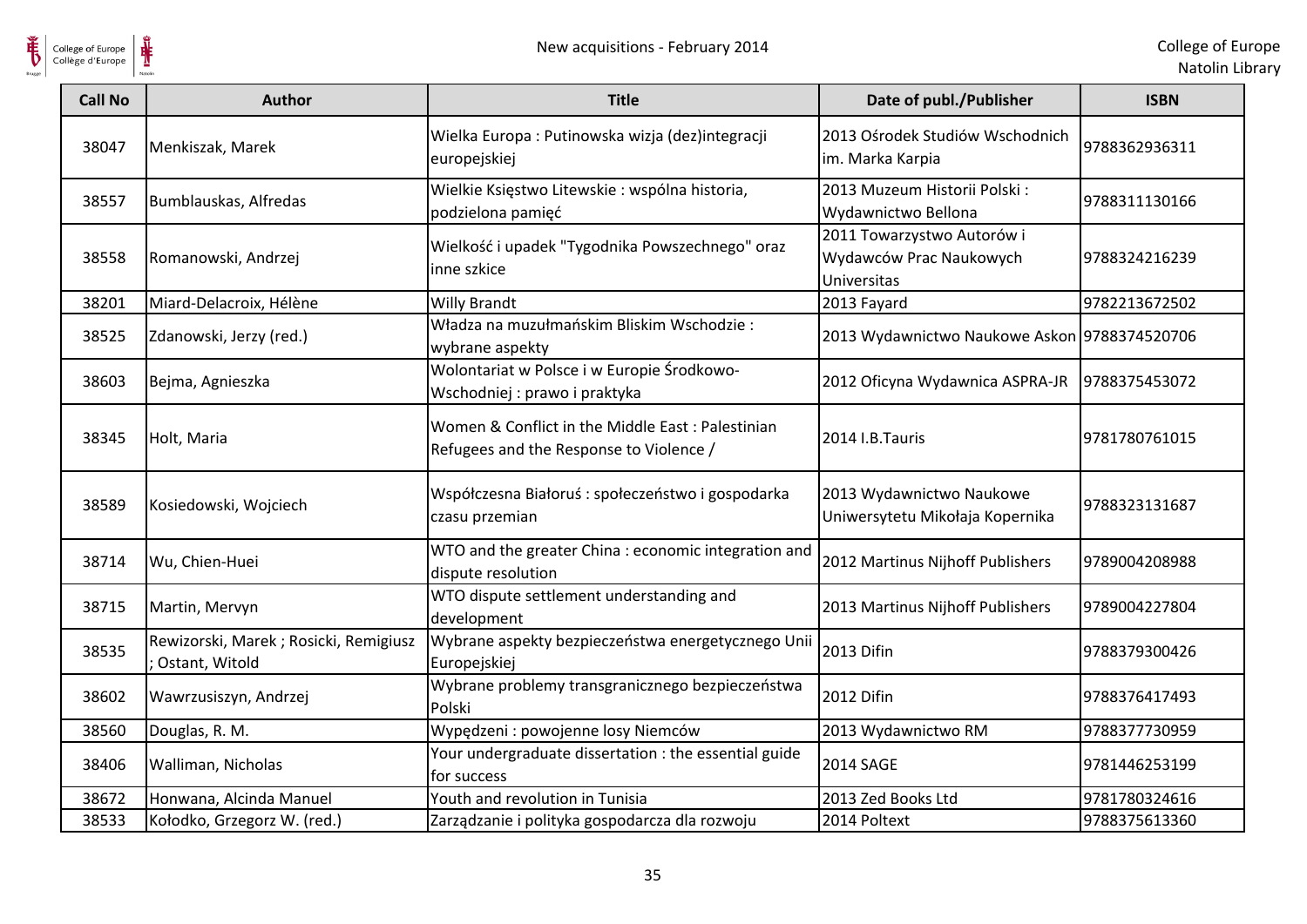| Call No | Author | Title | Date of publ./Publisher | ISBN |
|---|---|---|---|---|
| 38047 | Menkiszak, Marek | Wielka Europa : Putinowska wizja (dez)integracji europejskiej | 2013 Ośrodek Studiów Wschodnich im. Marka Karpia | 9788362936311 |
| 38557 | Bumblauskas, Alfredas | Wielkie Księstwo Litewskie : wspólna historia, podzielona pamięć | 2013 Muzeum Historii Polski : Wydawnictwo Bellona | 9788311130166 |
| 38558 | Romanowski, Andrzej | Wielkość i upadek "Tygodnika Powszechnego" oraz inne szkice | 2011 Towarzystwo Autorów i Wydawców Prac Naukowych Universitas | 9788324216239 |
| 38201 | Miard-Delacroix, Hélène | Willy Brandt | 2013 Fayard | 9782213672502 |
| 38525 | Zdanowski, Jerzy (red.) | Władza na muzułmańskim Bliskim Wschodzie : wybrane aspekty | 2013 Wydawnictwo Naukowe Askon | 9788374520706 |
| 38603 | Bejma, Agnieszka | Wolontariat w Polsce i w Europie Środkowo-Wschodniej : prawo i praktyka | 2012 Oficyna Wydawnica ASPRA-JR | 9788375453072 |
| 38345 | Holt, Maria | Women & Conflict in the Middle East : Palestinian Refugees and the Response to Violence / | 2014 I.B.Tauris | 9781780761015 |
| 38589 | Kosiedowski, Wojciech | Współczesna Białoruś : społeczeństwo i gospodarka czasu przemian | 2013 Wydawnictwo Naukowe Uniwersytetu Mikołaja Kopernika | 9788323131687 |
| 38714 | Wu, Chien-Huei | WTO and the greater China : economic integration and dispute resolution | 2012 Martinus Nijhoff Publishers | 9789004208988 |
| 38715 | Martin, Mervyn | WTO dispute settlement understanding and development | 2013 Martinus Nijhoff Publishers | 9789004227804 |
| 38535 | Rewizorski, Marek ; Rosicki, Remigiusz ; Ostant, Witold | Wybrane aspekty bezpieczeństwa energetycznego Unii Europejskiej | 2013 Difin | 9788379300426 |
| 38602 | Wawrzusiszyn, Andrzej | Wybrane problemy transgranicznego bezpieczeństwa Polski | 2012 Difin | 9788376417493 |
| 38560 | Douglas, R. M. | Wypędzeni : powojenne losy Niemców | 2013 Wydawnictwo RM | 9788377730959 |
| 38406 | Walliman, Nicholas | Your undergraduate dissertation : the essential guide for success | 2014 SAGE | 9781446253199 |
| 38672 | Honwana, Alcinda Manuel | Youth and revolution in Tunisia | 2013 Zed Books Ltd | 9781780324616 |
| 38533 | Kołodko, Grzegorz W. (red.) | Zarządzanie i polityka gospodarcza dla rozwoju | 2014 Poltext | 9788375613360 |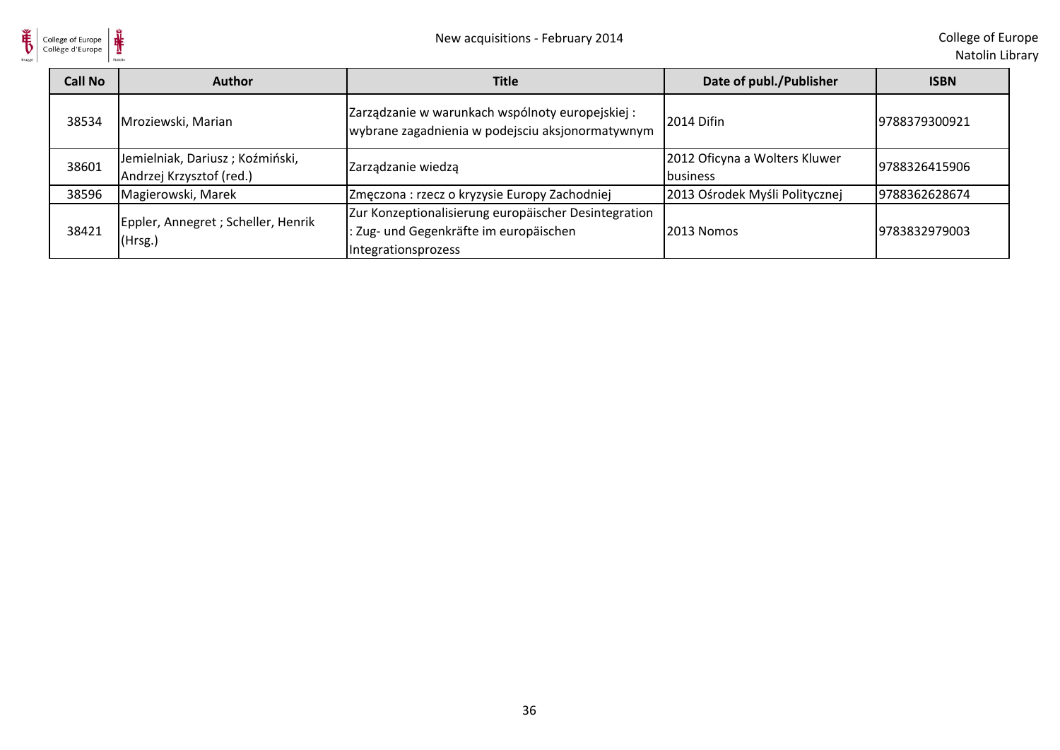| Call No | Author | Title | Date of publ./Publisher | ISBN |
|---|---|---|---|---|
| 38534 | Mroziewski, Marian | Zarządzanie w warunkach wspólnoty europejskiej : wybrane zagadnienia w podejsciu aksjonormatywnym | 2014 Difin | 9788379300921 |
| 38601 | Jemielniak, Dariusz ; Koźmiński, Andrzej Krzysztof (red.) | Zarządzanie wiedzą | 2012 Oficyna a Wolters Kluwer business | 9788326415906 |
| 38596 | Magierowski, Marek | Zmęczona : rzecz o kryzysie Europy Zachodniej | 2013 Ośrodek Myśli Politycznej | 9788362628674 |
| 38421 | Eppler, Annegret ; Scheller, Henrik (Hrsg.) | Zur Konzeptionalisierung europäischer Desintegration : Zug- und Gegenkräfte im europäischen Integrationsprozess | 2013 Nomos | 9783832979003 |